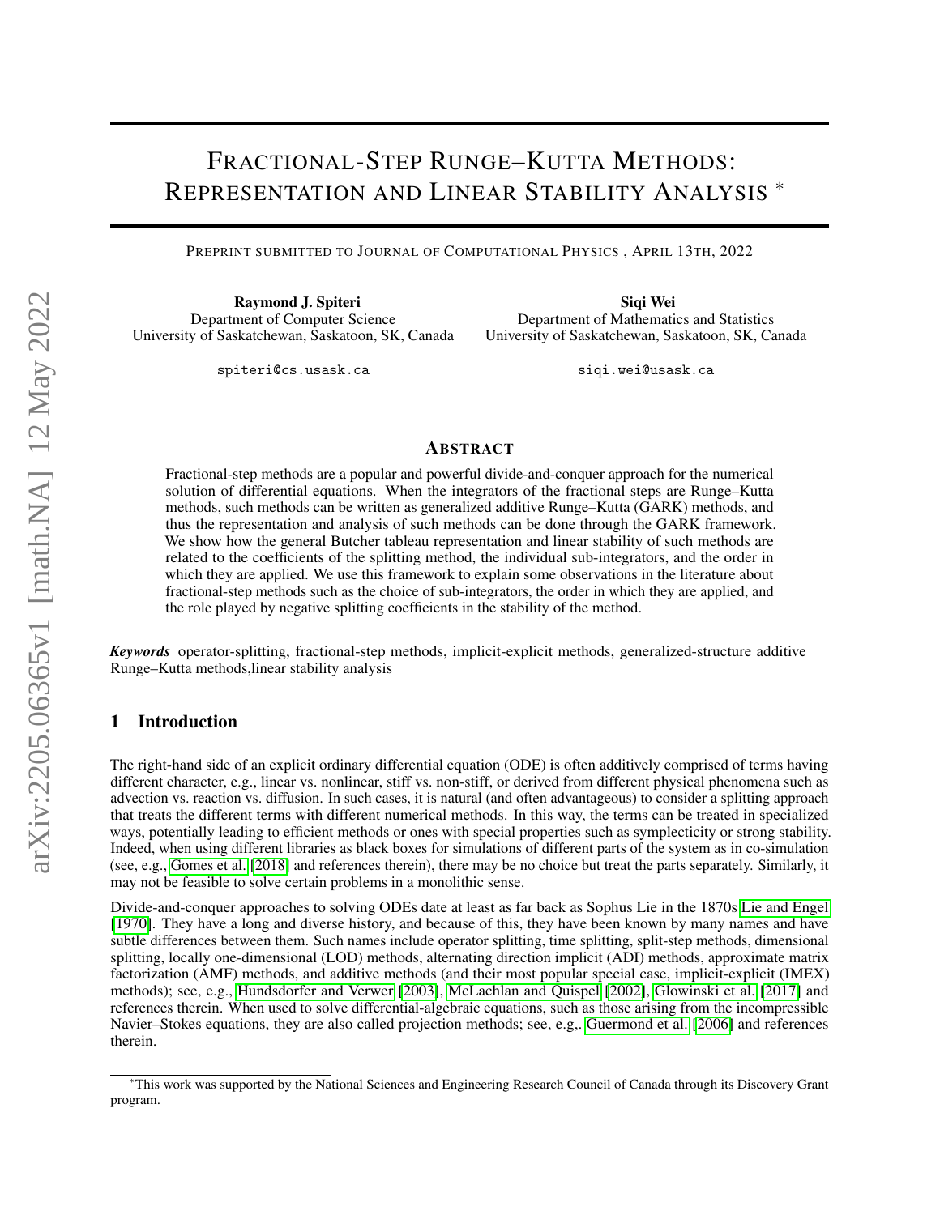# Fractional-Step Runge–Kutta Methods: Representation and Linear Stability Analysis [*]

Preprint submitted to Journal of Computational Physics , April 13th, 2022

**Raymond J. Spiteri**
Department of Computer Science
University of Saskatchewan, Saskatoon, SK, Canada

spiteri@cs.usask.ca

**Siqi Wei**
Department of Mathematics and Statistics
University of Saskatchewan, Saskatoon, SK, Canada

siqi.wei@usask.ca

## Abstract

Fractional-step methods are a popular and powerful divide-and-conquer approach for the numerical solution of differential equations. When the integrators of the fractional steps are Runge–Kutta methods, such methods can be written as generalized additive Runge–Kutta (GARK) methods, and thus the representation and analysis of such methods can be done through the GARK framework. We show how the general Butcher tableau representation and linear stability of such methods are related to the coefficients of the splitting method, the individual sub-integrators, and the order in which they are applied. We use this framework to explain some observations in the literature about fractional-step methods such as the choice of sub-integrators, the order in which they are applied, and the role played by negative splitting coefficients in the stability of the method.

***Keywords*** operator-splitting, fractional-step methods, implicit-explicit methods, generalized-structure additive Runge–Kutta methods,linear stability analysis

## 1 Introduction

The right-hand side of an explicit ordinary differential equation (ODE) is often additively comprised of terms having different character, e.g., linear vs. nonlinear, stiff vs. non-stiff, or derived from different physical phenomena such as advection vs. reaction vs. diffusion. In such cases, it is natural (and often advantageous) to consider a splitting approach that treats the different terms with different numerical methods. In this way, the terms can be treated in specialized ways, potentially leading to efficient methods or ones with special properties such as symplecticity or strong stability. Indeed, when using different libraries as black boxes for simulations of different parts of the system as in co-simulation (see, e.g., Gomes et al. [2018] and references therein), there may be no choice but treat the parts separately. Similarly, it may not be feasible to solve certain problems in a monolithic sense.

Divide-and-conquer approaches to solving ODEs date at least as far back as Sophus Lie in the 1870s Lie and Engel [1970]. They have a long and diverse history, and because of this, they have been known by many names and have subtle differences between them. Such names include operator splitting, time splitting, split-step methods, dimensional splitting, locally one-dimensional (LOD) methods, alternating direction implicit (ADI) methods, approximate matrix factorization (AMF) methods, and additive methods (and their most popular special case, implicit-explicit (IMEX) methods); see, e.g., Hundsdorfer and Verwer [2003], McLachlan and Quispel [2002], Glowinski et al. [2017] and references therein. When used to solve differential-algebraic equations, such as those arising from the incompressible Navier–Stokes equations, they are also called projection methods; see, e.g,. Guermond et al. [2006] and references therein.

[*]This work was supported by the National Sciences and Engineering Research Council of Canada through its Discovery Grant program.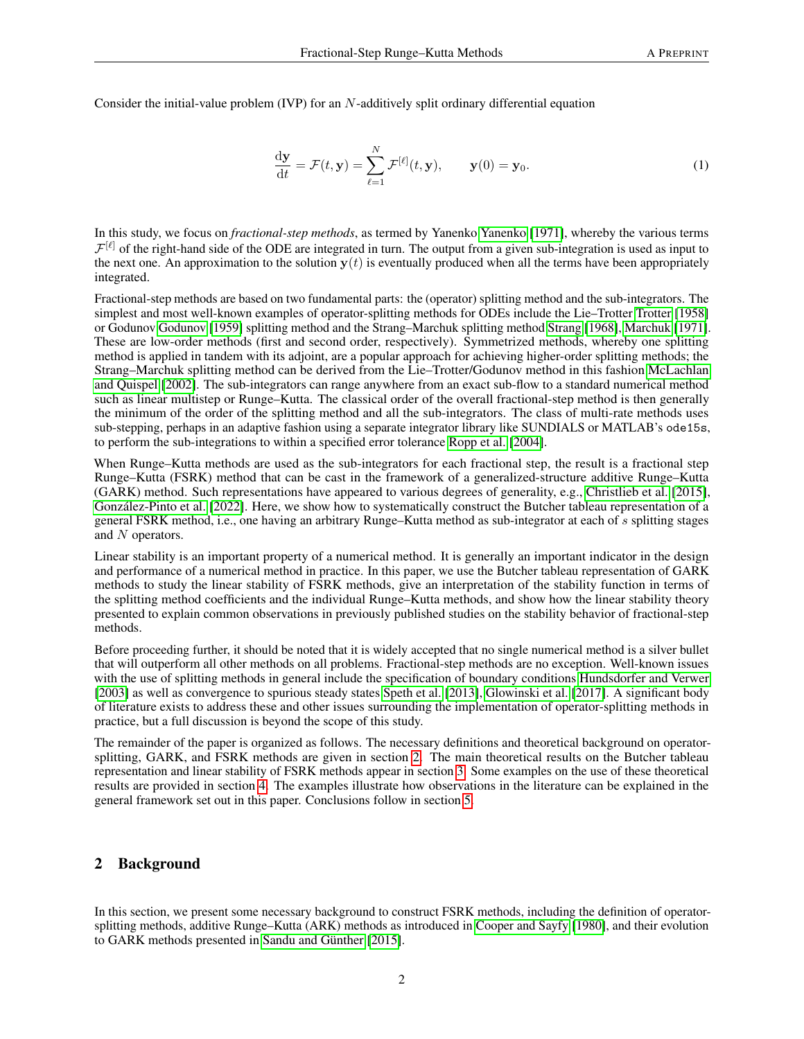Consider the initial-value problem (IVP) for an $N$-additively split ordinary differential equation

$$\frac{\mathrm{d}\mathbf{y}}{\mathrm{d}t} = \mathcal{F}(t, \mathbf{y}) = \sum_{\ell=1}^{N} \mathcal{F}^{[\ell]}(t, \mathbf{y}), \qquad \mathbf{y}(0) = \mathbf{y}_0. \tag{1}$$

In this study, we focus on *fractional-step methods*, as termed by Yanenko Yanenko [1971], whereby the various terms $\mathcal{F}^{[\ell]}$ of the right-hand side of the ODE are integrated in turn. The output from a given sub-integration is used as input to the next one. An approximation to the solution $\mathbf{y}(t)$ is eventually produced when all the terms have been appropriately integrated.

Fractional-step methods are based on two fundamental parts: the (operator) splitting method and the sub-integrators. The simplest and most well-known examples of operator-splitting methods for ODEs include the Lie–Trotter Trotter [1958] or Godunov Godunov [1959] splitting method and the Strang–Marchuk splitting method Strang [1968], Marchuk [1971]. These are low-order methods (first and second order, respectively). Symmetrized methods, whereby one splitting method is applied in tandem with its adjoint, are a popular approach for achieving higher-order splitting methods; the Strang–Marchuk splitting method can be derived from the Lie–Trotter/Godunov method in this fashion McLachlan and Quispel [2002]. The sub-integrators can range anywhere from an exact sub-flow to a standard numerical method such as linear multistep or Runge–Kutta. The classical order of the overall fractional-step method is then generally the minimum of the order of the splitting method and all the sub-integrators. The class of multi-rate methods uses sub-stepping, perhaps in an adaptive fashion using a separate integrator library like SUNDIALS or MATLAB's `ode15s`, to perform the sub-integrations to within a specified error tolerance Ropp et al. [2004].

When Runge–Kutta methods are used as the sub-integrators for each fractional step, the result is a fractional step Runge–Kutta (FSRK) method that can be cast in the framework of a generalized-structure additive Runge–Kutta (GARK) method. Such representations have appeared to various degrees of generality, e.g., Christlieb et al. [2015], González-Pinto et al. [2022]. Here, we show how to systematically construct the Butcher tableau representation of a general FSRK method, i.e., one having an arbitrary Runge–Kutta method as sub-integrator at each of $s$ splitting stages and $N$ operators.

Linear stability is an important property of a numerical method. It is generally an important indicator in the design and performance of a numerical method in practice. In this paper, we use the Butcher tableau representation of GARK methods to study the linear stability of FSRK methods, give an interpretation of the stability function in terms of the splitting method coefficients and the individual Runge–Kutta methods, and show how the linear stability theory presented to explain common observations in previously published studies on the stability behavior of fractional-step methods.

Before proceeding further, it should be noted that it is widely accepted that no single numerical method is a silver bullet that will outperform all other methods on all problems. Fractional-step methods are no exception. Well-known issues with the use of splitting methods in general include the specification of boundary conditions Hundsdorfer and Verwer [2003] as well as convergence to spurious steady states Speth et al. [2013], Glowinski et al. [2017]. A significant body of literature exists to address these and other issues surrounding the implementation of operator-splitting methods in practice, but a full discussion is beyond the scope of this study.

The remainder of the paper is organized as follows. The necessary definitions and theoretical background on operator-splitting, GARK, and FSRK methods are given in section 2. The main theoretical results on the Butcher tableau representation and linear stability of FSRK methods appear in section 3. Some examples on the use of these theoretical results are provided in section 4. The examples illustrate how observations in the literature can be explained in the general framework set out in this paper. Conclusions follow in section 5.

## 2 Background

In this section, we present some necessary background to construct FSRK methods, including the definition of operator-splitting methods, additive Runge–Kutta (ARK) methods as introduced in Cooper and Sayfy [1980], and their evolution to GARK methods presented in Sandu and Günther [2015].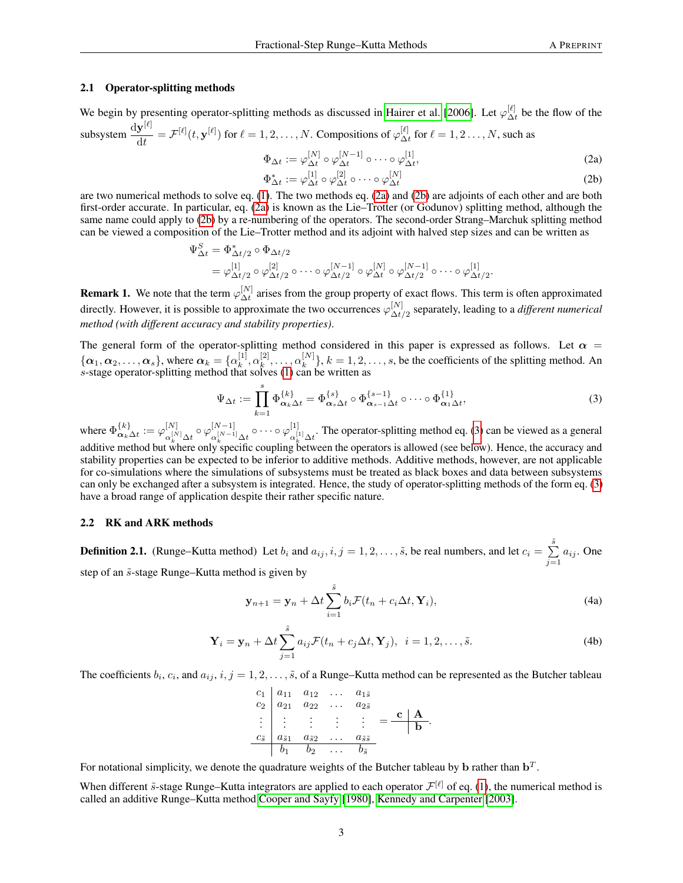### 2.1 Operator-splitting methods

We begin by presenting operator-splitting methods as discussed in Hairer et al. [2006]. Let $\varphi_{\Delta t}^{[\ell]}$ be the flow of the subsystem $\dfrac{\mathrm{d}\mathbf{y}^{[\ell]}}{\mathrm{d}t} = \mathcal{F}^{[\ell]}(t, \mathbf{y}^{[\ell]})$ for $\ell = 1, 2, \ldots, N$. Compositions of $\varphi_{\Delta t}^{[\ell]}$ for $\ell = 1, 2 \ldots, N$, such as

$$\Phi_{\Delta t} := \varphi_{\Delta t}^{[N]} \circ \varphi_{\Delta t}^{[N-1]} \circ \cdots \circ \varphi_{\Delta t}^{[1]}, \tag{2a}$$

$$\Phi_{\Delta t}^{*} := \varphi_{\Delta t}^{[1]} \circ \varphi_{\Delta t}^{[2]} \circ \cdots \circ \varphi_{\Delta t}^{[N]} \tag{2b}$$

are two numerical methods to solve eq. (1). The two methods eq. (2a) and (2b) are adjoints of each other and are both first-order accurate. In particular, eq. (2a) is known as the Lie–Trotter (or Godunov) splitting method, although the same name could apply to (2b) by a re-numbering of the operators. The second-order Strang–Marchuk splitting method can be viewed a composition of the Lie–Trotter method and its adjoint with halved step sizes and can be written as

$$\begin{aligned}
\Psi_{\Delta t}^{S} &= \Phi_{\Delta t/2}^{*} \circ \Phi_{\Delta t/2} \\
&= \varphi_{\Delta t/2}^{[1]} \circ \varphi_{\Delta t/2}^{[2]} \circ \cdots \circ \varphi_{\Delta t/2}^{[N-1]} \circ \varphi_{\Delta t}^{[N]} \circ \varphi_{\Delta t/2}^{[N-1]} \circ \cdots \circ \varphi_{\Delta t/2}^{[1]}.
\end{aligned}$$

**Remark 1.** We note that the term $\varphi_{\Delta t}^{[N]}$ arises from the group property of exact flows. This term is often approximated directly. However, it is possible to approximate the two occurrences $\varphi_{\Delta t/2}^{[N]}$ separately, leading to a *different numerical method (with different accuracy and stability properties).*

The general form of the operator-splitting method considered in this paper is expressed as follows. Let $\boldsymbol{\alpha} = \{\boldsymbol{\alpha}_1, \boldsymbol{\alpha}_2, \ldots, \boldsymbol{\alpha}_s\}$, where $\boldsymbol{\alpha}_k = \{\alpha_k^{[1]}, \alpha_k^{[2]}, \ldots, \alpha_k^{[N]}\}$, $k = 1, 2, \ldots, s$, be the coefficients of the splitting method. An $s$-stage operator-splitting method that solves (1) can be written as

$$\Psi_{\Delta t} := \prod_{k=1}^{s} \Phi_{\boldsymbol{\alpha}_k \Delta t}^{\{k\}} = \Phi_{\boldsymbol{\alpha}_s \Delta t}^{\{s\}} \circ \Phi_{\boldsymbol{\alpha}_{s-1} \Delta t}^{\{s-1\}} \circ \cdots \circ \Phi_{\boldsymbol{\alpha}_1 \Delta t}^{\{1\}}, \tag{3}$$

where $\Phi_{\boldsymbol{\alpha}_k \Delta t}^{\{k\}} := \varphi_{\alpha_k^{[N]} \Delta t}^{[N]} \circ \varphi_{\alpha_k^{[N-1]} \Delta t}^{[N-1]} \circ \cdots \circ \varphi_{\alpha_k^{[1]} \Delta t}^{[1]}$. The operator-splitting method eq. (3) can be viewed as a general additive method but where only specific coupling between the operators is allowed (see below). Hence, the accuracy and stability properties can be expected to be inferior to additive methods. Additive methods, however, are not applicable for co-simulations where the simulations of subsystems must be treated as black boxes and data between subsystems can only be exchanged after a subsystem is integrated. Hence, the study of operator-splitting methods of the form eq. (3) have a broad range of application despite their rather specific nature.

### 2.2 RK and ARK methods

**Definition 2.1.** (Runge–Kutta method) Let $b_i$ and $a_{ij}$, $i, j = 1, 2, \ldots, \tilde{s}$, be real numbers, and let $c_i = \sum_{j=1}^{\tilde{s}} a_{ij}$. One step of an $\tilde{s}$-stage Runge–Kutta method is given by

$$\mathbf{y}_{n+1} = \mathbf{y}_n + \Delta t \sum_{i=1}^{\tilde{s}} b_i \mathcal{F}(t_n + c_i \Delta t, \mathbf{Y}_i), \tag{4a}$$

$$\mathbf{Y}_i = \mathbf{y}_n + \Delta t \sum_{j=1}^{\tilde{s}} a_{ij} \mathcal{F}(t_n + c_j \Delta t, \mathbf{Y}_j), \quad i = 1, 2, \ldots, \tilde{s}. \tag{4b}$$

The coefficients $b_i$, $c_i$, and $a_{ij}$, $i, j = 1, 2, \ldots, \tilde{s}$, of a Runge–Kutta method can be represented as the Butcher tableau

$$\begin{array}{c|cccc}
c_1 & a_{11} & a_{12} & \ldots & a_{1\tilde{s}} \\
c_2 & a_{21} & a_{22} & \ldots & a_{2\tilde{s}} \\
\vdots & \vdots & \vdots & \vdots & \vdots \\
c_{\tilde{s}} & a_{\tilde{s}1} & a_{\tilde{s}2} & \ldots & a_{\tilde{s}\tilde{s}} \\
\hline
 & b_1 & b_2 & \ldots & b_{\tilde{s}}
\end{array}
=
\begin{array}{c|c}
\mathbf{c} & \mathbf{A} \\
\hline
 & \mathbf{b}
\end{array}.$$

For notational simplicity, we denote the quadrature weights of the Butcher tableau by $\mathbf{b}$ rather than $\mathbf{b}^T$.

When different $\tilde{s}$-stage Runge–Kutta integrators are applied to each operator $\mathcal{F}^{[\ell]}$ of eq. (1), the numerical method is called an additive Runge–Kutta method Cooper and Sayfy [1980], Kennedy and Carpenter [2003].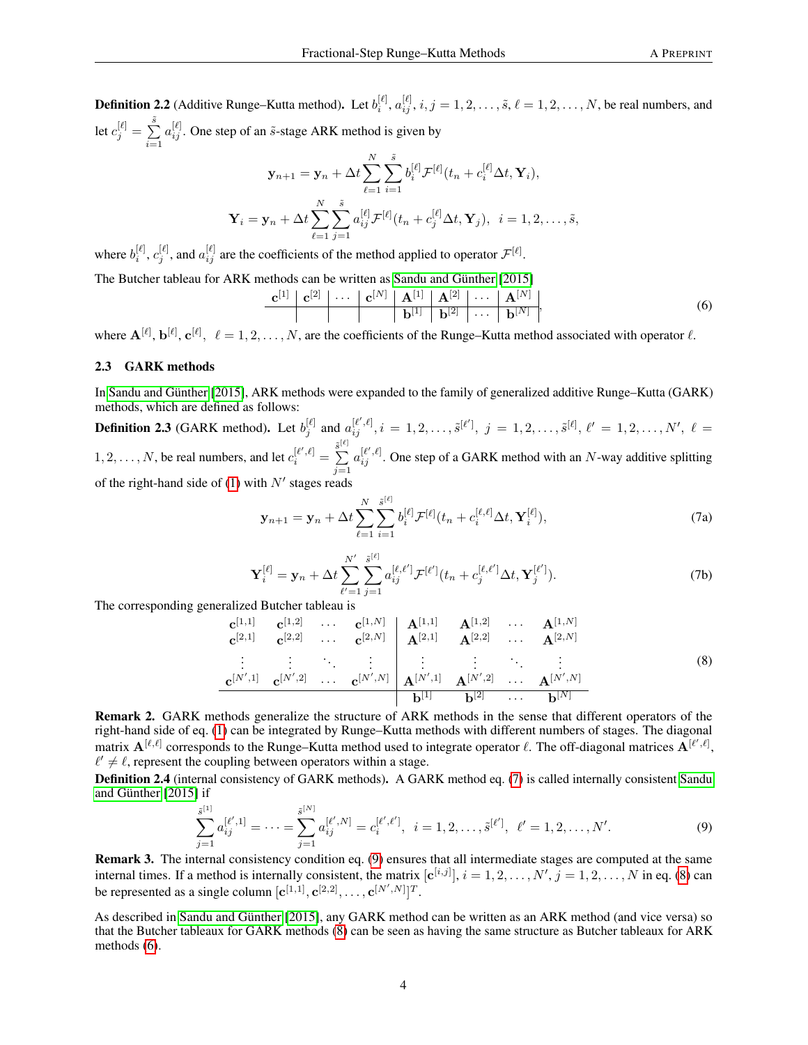**Definition 2.2** (Additive Runge–Kutta method)**.** Let $b_i^{[\ell]}$, $a_{ij}^{[\ell]}$, $i, j = 1, 2, \ldots, \tilde{s}$, $\ell = 1, 2, \ldots, N$, be real numbers, and let $c_j^{[\ell]} = \sum_{i=1}^{\tilde{s}} a_{ij}^{[\ell]}$. One step of an $\tilde{s}$-stage ARK method is given by

$$\mathbf{y}_{n+1} = \mathbf{y}_n + \Delta t \sum_{\ell=1}^{N} \sum_{i=1}^{\tilde{s}} b_i^{[\ell]} \mathcal{F}^{[\ell]}(t_n + c_i^{[\ell]} \Delta t, \mathbf{Y}_i),$$

$$\mathbf{Y}_i = \mathbf{y}_n + \Delta t \sum_{\ell=1}^{N} \sum_{j=1}^{\tilde{s}} a_{ij}^{[\ell]} \mathcal{F}^{[\ell]}(t_n + c_j^{[\ell]} \Delta t, \mathbf{Y}_j), \quad i = 1, 2, \ldots, \tilde{s},$$

where $b_i^{[\ell]}$, $c_j^{[\ell]}$, and $a_{ij}^{[\ell]}$ are the coefficients of the method applied to operator $\mathcal{F}^{[\ell]}$.

The Butcher tableau for ARK methods can be written as Sandu and Günther [2015]

$$\begin{array}{c|c|c|c|c|c|c|c|}
\mathbf{c}^{[1]} & \mathbf{c}^{[2]} & \cdots & \mathbf{c}^{[N]} & \mathbf{A}^{[1]} & \mathbf{A}^{[2]} & \cdots & \mathbf{A}^{[N]} \\
\hline
 & & & & \mathbf{b}^{[1]} & \mathbf{b}^{[2]} & \cdots & \mathbf{b}^{[N]}
\end{array}, \tag{6}$$

where $\mathbf{A}^{[\ell]}, \mathbf{b}^{[\ell]}, \mathbf{c}^{[\ell]}, \ \ell = 1, 2, \ldots, N$, are the coefficients of the Runge–Kutta method associated with operator $\ell$.

### 2.3 GARK methods

In Sandu and Günther [2015], ARK methods were expanded to the family of generalized additive Runge–Kutta (GARK) methods, which are defined as follows:

**Definition 2.3** (GARK method)**.** Let $b_j^{[\ell]}$ and $a_{ij}^{[\ell',\ell]}, i = 1, 2, \ldots, \tilde{s}^{[\ell']}, \ j = 1, 2, \ldots, \tilde{s}^{[\ell]}, \ \ell' = 1, 2, \ldots, N', \ \ell = 1, 2, \ldots, N$, be real numbers, and let $c_i^{[\ell',\ell]} = \sum_{j=1}^{\tilde{s}^{[\ell]}} a_{ij}^{[\ell',\ell]}$. One step of a GARK method with an $N$-way additive splitting of the right-hand side of (1) with $N'$ stages reads

$$\mathbf{y}_{n+1} = \mathbf{y}_n + \Delta t \sum_{\ell=1}^{N} \sum_{i=1}^{\tilde{s}^{[\ell]}} b_i^{[\ell]} \mathcal{F}^{[\ell]}(t_n + c_i^{[\ell,\ell]} \Delta t, \mathbf{Y}_i^{[\ell]}), \tag{7a}$$

$$\mathbf{Y}_i^{[\ell]} = \mathbf{y}_n + \Delta t \sum_{\ell'=1}^{N'} \sum_{j=1}^{\tilde{s}^{[\ell]}} a_{ij}^{[\ell,\ell']} \mathcal{F}^{[\ell']}(t_n + c_j^{[\ell,\ell']} \Delta t, \mathbf{Y}_j^{[\ell']}). \tag{7b}$$

The corresponding generalized Butcher tableau is

$$\begin{array}{cccc|cccc}
\mathbf{c}^{[1,1]} & \mathbf{c}^{[1,2]} & \cdots & \mathbf{c}^{[1,N]} & \mathbf{A}^{[1,1]} & \mathbf{A}^{[1,2]} & \cdots & \mathbf{A}^{[1,N]} \\
\mathbf{c}^{[2,1]} & \mathbf{c}^{[2,2]} & \cdots & \mathbf{c}^{[2,N]} & \mathbf{A}^{[2,1]} & \mathbf{A}^{[2,2]} & \cdots & \mathbf{A}^{[2,N]} \\
\vdots & \vdots & \ddots & \vdots & \vdots & \vdots & \ddots & \vdots \\
\mathbf{c}^{[N',1]} & \mathbf{c}^{[N',2]} & \cdots & \mathbf{c}^{[N',N]} & \mathbf{A}^{[N',1]} & \mathbf{A}^{[N',2]} & \cdots & \mathbf{A}^{[N',N]} \\
\hline
 & & & & \mathbf{b}^{[1]} & \mathbf{b}^{[2]} & \cdots & \mathbf{b}^{[N]}
\end{array} \tag{8}$$

**Remark 2.** GARK methods generalize the structure of ARK methods in the sense that different operators of the right-hand side of eq. (1) can be integrated by Runge–Kutta methods with different numbers of stages. The diagonal matrix $\mathbf{A}^{[\ell,\ell]}$ corresponds to the Runge–Kutta method used to integrate operator $\ell$. The off-diagonal matrices $\mathbf{A}^{[\ell',\ell]}$, $\ell' \neq \ell$, represent the coupling between operators within a stage.

**Definition 2.4** (internal consistency of GARK methods)**.** A GARK method eq. (7) is called internally consistent Sandu and Günther [2015] if

$$\sum_{j=1}^{\tilde{s}^{[1]}} a_{ij}^{[\ell',1]} = \cdots = \sum_{j=1}^{\tilde{s}^{[N]}} a_{ij}^{[\ell',N]} = c_i^{[\ell',\ell']}, \ \ i = 1, 2, \ldots, \tilde{s}^{[\ell']}, \ \ \ell' = 1, 2, \ldots, N'. \tag{9}$$

**Remark 3.** The internal consistency condition eq. (9) ensures that all intermediate stages are computed at the same internal times. If a method is internally consistent, the matrix $[\mathbf{c}^{[i,j]}]$, $i = 1, 2, \ldots, N'$, $j = 1, 2, \ldots, N$ in eq. (8) can be represented as a single column $[\mathbf{c}^{[1,1]}, \mathbf{c}^{[2,2]}, \ldots, \mathbf{c}^{[N',N]}]^T$.

As described in Sandu and Günther [2015], any GARK method can be written as an ARK method (and vice versa) so that the Butcher tableaux for GARK methods (8) can be seen as having the same structure as Butcher tableaux for ARK methods (6).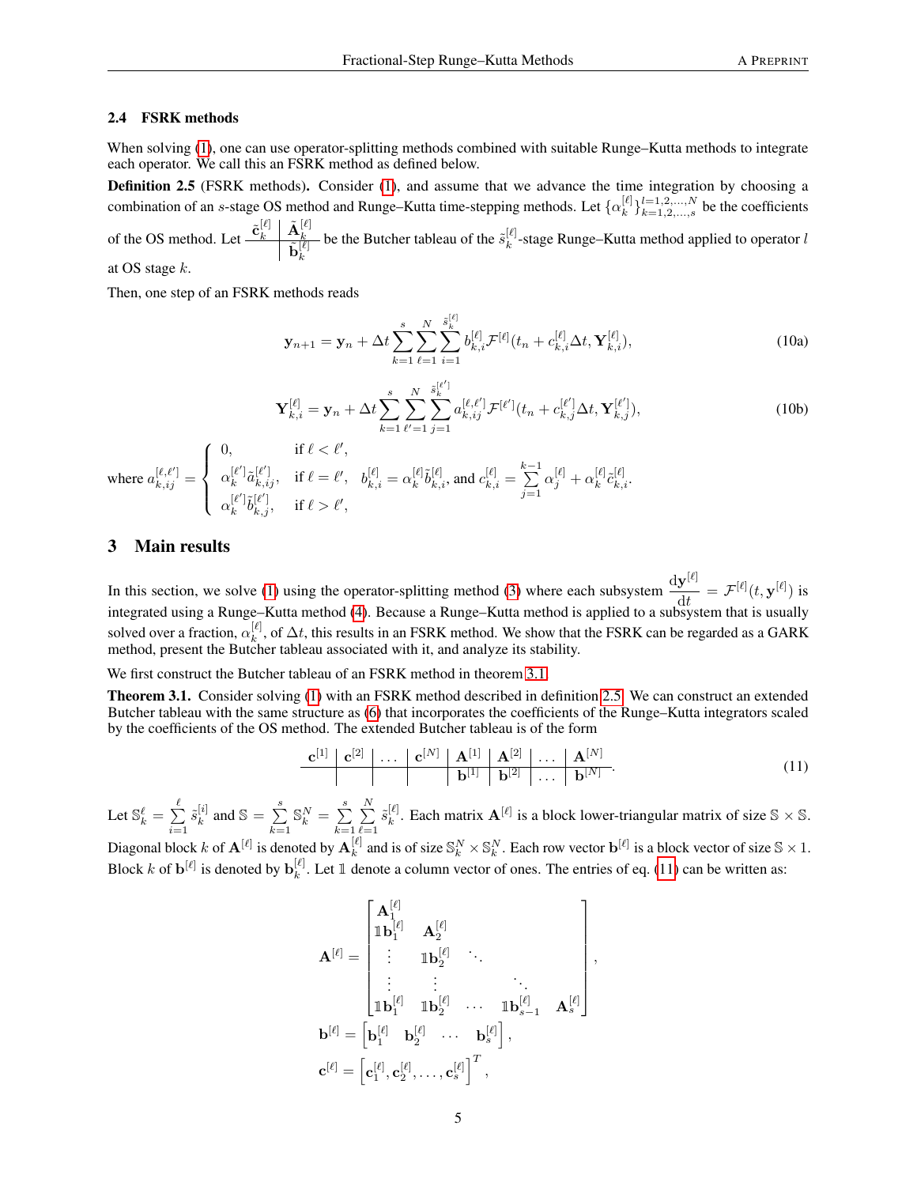### 2.4 FSRK methods

When solving (1), one can use operator-splitting methods combined with suitable Runge–Kutta methods to integrate each operator. We call this an FSRK method as defined below.

**Definition 2.5** (FSRK methods)**.** Consider (1), and assume that we advance the time integration by choosing a combination of an $s$-stage OS method and Runge–Kutta time-stepping methods. Let $\{\alpha_k^{[\ell]}\}_{k=1,2,\ldots,s}^{l=1,2,\ldots,N}$ be the coefficients of the OS method. Let $\begin{array}{c|c} \tilde{\mathbf{c}}_k^{[\ell]} & \tilde{\mathbf{A}}_k^{[\ell]} \\ \hline & \tilde{\mathbf{b}}_k^{[\ell]} \end{array}$ be the Butcher tableau of the $\tilde{s}_k^{[\ell]}$-stage Runge–Kutta method applied to operator $l$ at OS stage $k$.

Then, one step of an FSRK methods reads

$$\mathbf{y}_{n+1} = \mathbf{y}_n + \Delta t \sum_{k=1}^{s} \sum_{\ell=1}^{N} \sum_{i=1}^{\tilde{s}_k^{[\ell]}} b_{k,i}^{[\ell]} \mathcal{F}^{[\ell]}(t_n + c_{k,i}^{[\ell]} \Delta t, \mathbf{Y}_{k,i}^{[\ell]}), \tag{10a}$$

$$\mathbf{Y}_{k,i}^{[\ell]} = \mathbf{y}_n + \Delta t \sum_{k=1}^{s} \sum_{\ell'=1}^{N} \sum_{j=1}^{\tilde{s}_k^{[\ell']}} a_{k,ij}^{[\ell,\ell']} \mathcal{F}^{[\ell']}(t_n + c_{k,j}^{[\ell']} \Delta t, \mathbf{Y}_{k,j}^{[\ell']}), \tag{10b}$$

where $a_{k,ij}^{[\ell,\ell']} = \begin{cases} 0, & \text{if } \ell < \ell', \\ \alpha_k^{[\ell']} \tilde{a}_{k,ij}^{[\ell']}, & \text{if } \ell = \ell', \\ \alpha_k^{[\ell']} \tilde{b}_{k,j}^{[\ell']}, & \text{if } \ell > \ell', \end{cases}$ $\quad b_{k,i}^{[\ell]} = \alpha_k^{[\ell]} \tilde{b}_{k,i}^{[\ell]}$, and $c_{k,i}^{[\ell]} = \sum_{j=1}^{k-1} \alpha_j^{[\ell]} + \alpha_k^{[\ell]} \tilde{c}_{k,i}^{[\ell]}$.

## 3 Main results

In this section, we solve (1) using the operator-splitting method (3) where each subsystem $\frac{\mathrm{d}\mathbf{y}^{[\ell]}}{\mathrm{d}t} = \mathcal{F}^{[\ell]}(t, \mathbf{y}^{[\ell]})$ is integrated using a Runge–Kutta method (4). Because a Runge–Kutta method is applied to a subsystem that is usually solved over a fraction, $\alpha_k^{[\ell]}$, of $\Delta t$, this results in an FSRK method. We show that the FSRK can be regarded as a GARK method, present the Butcher tableau associated with it, and analyze its stability.

We first construct the Butcher tableau of an FSRK method in theorem 3.1.

**Theorem 3.1.** *Consider solving (1) with an FSRK method described in definition 2.5. We can construct an extended Butcher tableau with the same structure as (6) that incorporates the coefficients of the Runge–Kutta integrators scaled by the coefficients of the OS method. The extended Butcher tableau is of the form*

$$\begin{array}{c|c|c|c|c|c|c|c} \mathbf{c}^{[1]} & \mathbf{c}^{[2]} & \ldots & \mathbf{c}^{[N]} & \mathbf{A}^{[1]} & \mathbf{A}^{[2]} & \ldots & \mathbf{A}^{[N]} \\ \hline & & & & \mathbf{b}^{[1]} & \mathbf{b}^{[2]} & \ldots & \mathbf{b}^{[N]} \end{array}. \tag{11}$$

*Let $\mathbb{S}_k^{\ell} = \sum_{i=1}^{\ell} \tilde{s}_k^{[i]}$ and $\mathbb{S} = \sum_{k=1}^{s} \mathbb{S}_k^{N} = \sum_{k=1}^{s} \sum_{\ell=1}^{N} \tilde{s}_k^{[\ell]}$. Each matrix $\mathbf{A}^{[\ell]}$ is a block lower-triangular matrix of size $\mathbb{S} \times \mathbb{S}$. Diagonal block $k$ of $\mathbf{A}^{[\ell]}$ is denoted by $\mathbf{A}_k^{[\ell]}$ and is of size $\mathbb{S}_k^N \times \mathbb{S}_k^N$. Each row vector $\mathbf{b}^{[\ell]}$ is a block vector of size $\mathbb{S} \times 1$. Block $k$ of $\mathbf{b}^{[\ell]}$ is denoted by $\mathbf{b}_k^{[\ell]}$. Let $\mathbb{1}$ denote a column vector of ones. The entries of eq. (11) can be written as:*

$$\mathbf{A}^{[\ell]} = \begin{bmatrix} \mathbf{A}_1^{[\ell]} & & & & \\ \mathbb{1}\mathbf{b}_1^{[\ell]} & \mathbf{A}_2^{[\ell]} & & & \\ \vdots & \mathbb{1}\mathbf{b}_2^{[\ell]} & \ddots & & \\ \vdots & \vdots & & \ddots & \\ \mathbb{1}\mathbf{b}_1^{[\ell]} & \mathbb{1}\mathbf{b}_2^{[\ell]} & \ldots & \mathbb{1}\mathbf{b}_{s-1}^{[\ell]} & \mathbf{A}_s^{[\ell]} \end{bmatrix},$$

$$\mathbf{b}^{[\ell]} = \begin{bmatrix} \mathbf{b}_1^{[\ell]} & \mathbf{b}_2^{[\ell]} & \cdots & \mathbf{b}_s^{[\ell]} \end{bmatrix},$$

$$\mathbf{c}^{[\ell]} = \begin{bmatrix} \mathbf{c}_1^{[\ell]}, \mathbf{c}_2^{[\ell]}, \ldots, \mathbf{c}_s^{[\ell]} \end{bmatrix}^T,$$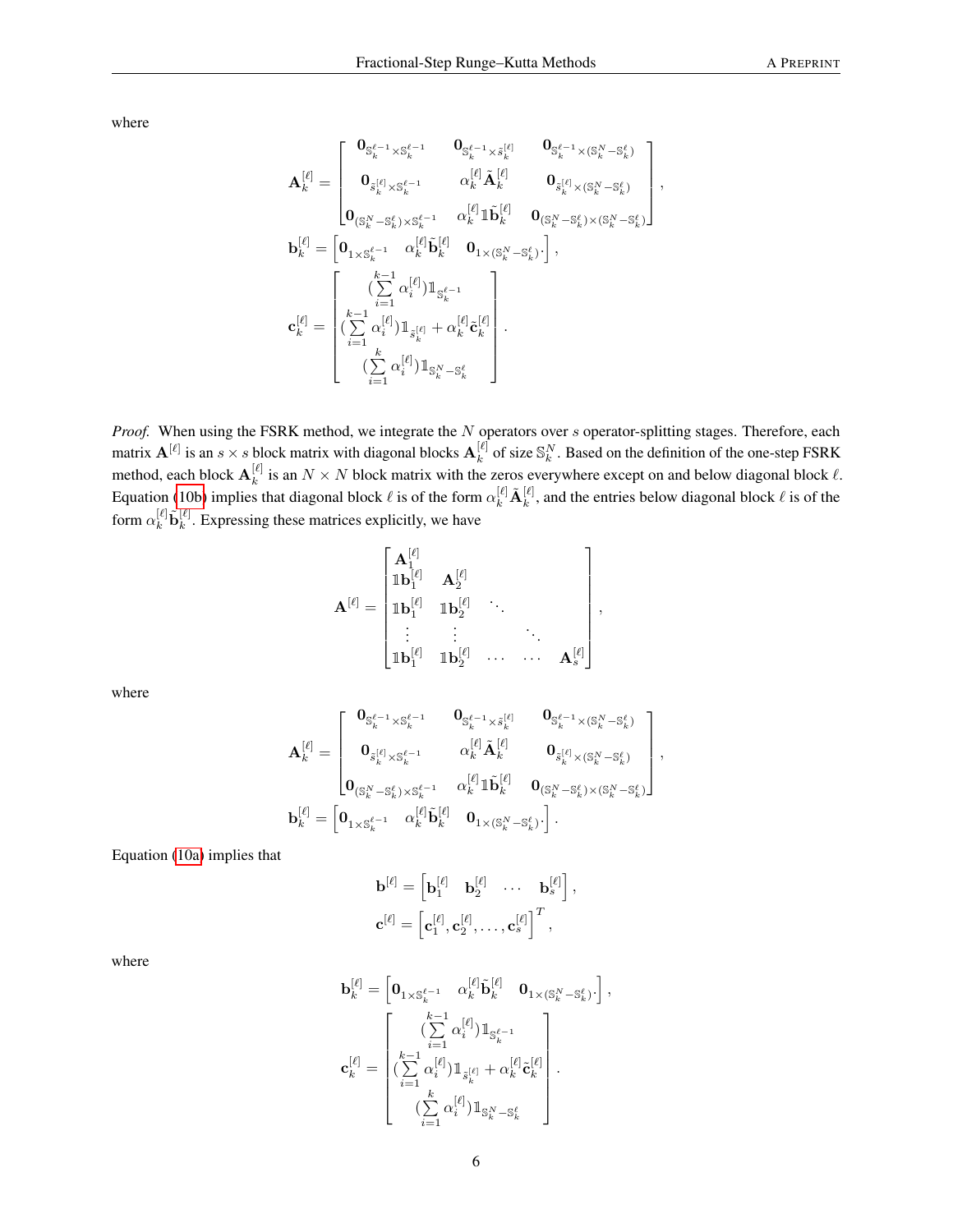where

$$
\mathbf{A}_k^{[\ell]} = \begin{bmatrix} \mathbf{0}_{\mathbb{S}_k^{\ell-1} \times \mathbb{S}_k^{\ell-1}} & \mathbf{0}_{\mathbb{S}_k^{\ell-1} \times \tilde{s}_k^{[\ell]}} & \mathbf{0}_{\mathbb{S}_k^{\ell-1} \times (\mathbb{S}_k^N - \mathbb{S}_k^{\ell})} \\ \mathbf{0}_{\tilde{s}_k^{[\ell]} \times \mathbb{S}_k^{\ell-1}} & \alpha_k^{[\ell]} \tilde{\mathbf{A}}_k^{[\ell]} & \mathbf{0}_{\tilde{s}_k^{[\ell]} \times (\mathbb{S}_k^N - \mathbb{S}_k^{\ell})} \\ \mathbf{0}_{(\mathbb{S}_k^N - \mathbb{S}_k^{\ell}) \times \mathbb{S}_k^{\ell-1}} & \alpha_k^{[\ell]} \mathbb{1} \tilde{\mathbf{b}}_k^{[\ell]} & \mathbf{0}_{(\mathbb{S}_k^N - \mathbb{S}_k^{\ell}) \times (\mathbb{S}_k^N - \mathbb{S}_k^{\ell})} \end{bmatrix},
$$

$$
\mathbf{b}_k^{[\ell]} = \begin{bmatrix} \mathbf{0}_{1 \times \mathbb{S}_k^{\ell-1}} & \alpha_k^{[\ell]} \tilde{\mathbf{b}}_k^{[\ell]} & \mathbf{0}_{1 \times (\mathbb{S}_k^N - \mathbb{S}_k^{\ell}) \cdot} \end{bmatrix},
$$

$$
\mathbf{c}_k^{[\ell]} = \begin{bmatrix} (\sum_{i=1}^{k-1} \alpha_i^{[\ell]}) \mathbb{1}_{\mathbb{S}_k^{\ell-1}} \\ (\sum_{i=1}^{k-1} \alpha_i^{[\ell]}) \mathbb{1}_{\tilde{s}_k^{[\ell]}} + \alpha_k^{[\ell]} \tilde{\mathbf{c}}_k^{[\ell]} \\ (\sum_{i=1}^{k} \alpha_i^{[\ell]}) \mathbb{1}_{\mathbb{S}_k^N - \mathbb{S}_k^{\ell}} \end{bmatrix}.
$$

*Proof.* When using the FSRK method, we integrate the $N$ operators over $s$ operator-splitting stages. Therefore, each matrix $\mathbf{A}^{[\ell]}$ is an $s \times s$ block matrix with diagonal blocks $\mathbf{A}_k^{[\ell]}$ of size $\mathbb{S}_k^N$. Based on the definition of the one-step FSRK method, each block $\mathbf{A}_k^{[\ell]}$ is an $N \times N$ block matrix with the zeros everywhere except on and below diagonal block $\ell$. Equation (10b) implies that diagonal block $\ell$ is of the form $\alpha_k^{[\ell]} \tilde{\mathbf{A}}_k^{[\ell]}$, and the entries below diagonal block $\ell$ is of the form $\alpha_k^{[\ell]} \tilde{\mathbf{b}}_k^{[\ell]}$. Expressing these matrices explicitly, we have

$$
\mathbf{A}^{[\ell]} = \begin{bmatrix} \mathbf{A}_1^{[\ell]} & & & & \\ \mathbb{1}\mathbf{b}_1^{[\ell]} & \mathbf{A}_2^{[\ell]} & & & \\ \mathbb{1}\mathbf{b}_1^{[\ell]} & \mathbb{1}\mathbf{b}_2^{[\ell]} & \ddots & & \\ \vdots & \vdots & & \ddots & \\ \mathbb{1}\mathbf{b}_1^{[\ell]} & \mathbb{1}\mathbf{b}_2^{[\ell]} & \cdots & \cdots & \mathbf{A}_s^{[\ell]} \end{bmatrix},
$$

where

$$
\mathbf{A}_k^{[\ell]} = \begin{bmatrix} \mathbf{0}_{\mathbb{S}_k^{\ell-1} \times \mathbb{S}_k^{\ell-1}} & \mathbf{0}_{\mathbb{S}_k^{\ell-1} \times \tilde{s}_k^{[\ell]}} & \mathbf{0}_{\mathbb{S}_k^{\ell-1} \times (\mathbb{S}_k^N - \mathbb{S}_k^{\ell})} \\ \mathbf{0}_{\tilde{s}_k^{[\ell]} \times \mathbb{S}_k^{\ell-1}} & \alpha_k^{[\ell]} \tilde{\mathbf{A}}_k^{[\ell]} & \mathbf{0}_{\tilde{s}_k^{[\ell]} \times (\mathbb{S}_k^N - \mathbb{S}_k^{\ell})} \\ \mathbf{0}_{(\mathbb{S}_k^N - \mathbb{S}_k^{\ell}) \times \mathbb{S}_k^{\ell-1}} & \alpha_k^{[\ell]} \mathbb{1} \tilde{\mathbf{b}}_k^{[\ell]} & \mathbf{0}_{(\mathbb{S}_k^N - \mathbb{S}_k^{\ell}) \times (\mathbb{S}_k^N - \mathbb{S}_k^{\ell})} \end{bmatrix},
$$

$$
\mathbf{b}_k^{[\ell]} = \begin{bmatrix} \mathbf{0}_{1 \times \mathbb{S}_k^{\ell-1}} & \alpha_k^{[\ell]} \tilde{\mathbf{b}}_k^{[\ell]} & \mathbf{0}_{1 \times (\mathbb{S}_k^N - \mathbb{S}_k^{\ell}) \cdot} \end{bmatrix}.
$$

Equation (10a) implies that

$$
\mathbf{b}^{[\ell]} = \begin{bmatrix} \mathbf{b}_1^{[\ell]} & \mathbf{b}_2^{[\ell]} & \cdots & \mathbf{b}_s^{[\ell]} \end{bmatrix},
$$

$$
\mathbf{c}^{[\ell]} = \begin{bmatrix} \mathbf{c}_1^{[\ell]}, \mathbf{c}_2^{[\ell]}, \dots, \mathbf{c}_s^{[\ell]} \end{bmatrix}^T,
$$

where

$$
\mathbf{b}_k^{[\ell]} = \begin{bmatrix} \mathbf{0}_{1 \times \mathbb{S}_k^{\ell-1}} & \alpha_k^{[\ell]} \tilde{\mathbf{b}}_k^{[\ell]} & \mathbf{0}_{1 \times (\mathbb{S}_k^N - \mathbb{S}_k^{\ell}) \cdot} \end{bmatrix},
$$

$$
\mathbf{c}_k^{[\ell]} = \begin{bmatrix} (\sum_{i=1}^{k-1} \alpha_i^{[\ell]}) \mathbb{1}_{\mathbb{S}_k^{\ell-1}} \\ (\sum_{i=1}^{k-1} \alpha_i^{[\ell]}) \mathbb{1}_{\tilde{s}_k^{[\ell]}} + \alpha_k^{[\ell]} \tilde{\mathbf{c}}_k^{[\ell]} \\ (\sum_{i=1}^{k} \alpha_i^{[\ell]}) \mathbb{1}_{\mathbb{S}_k^N - \mathbb{S}_k^{\ell}} \end{bmatrix}.
$$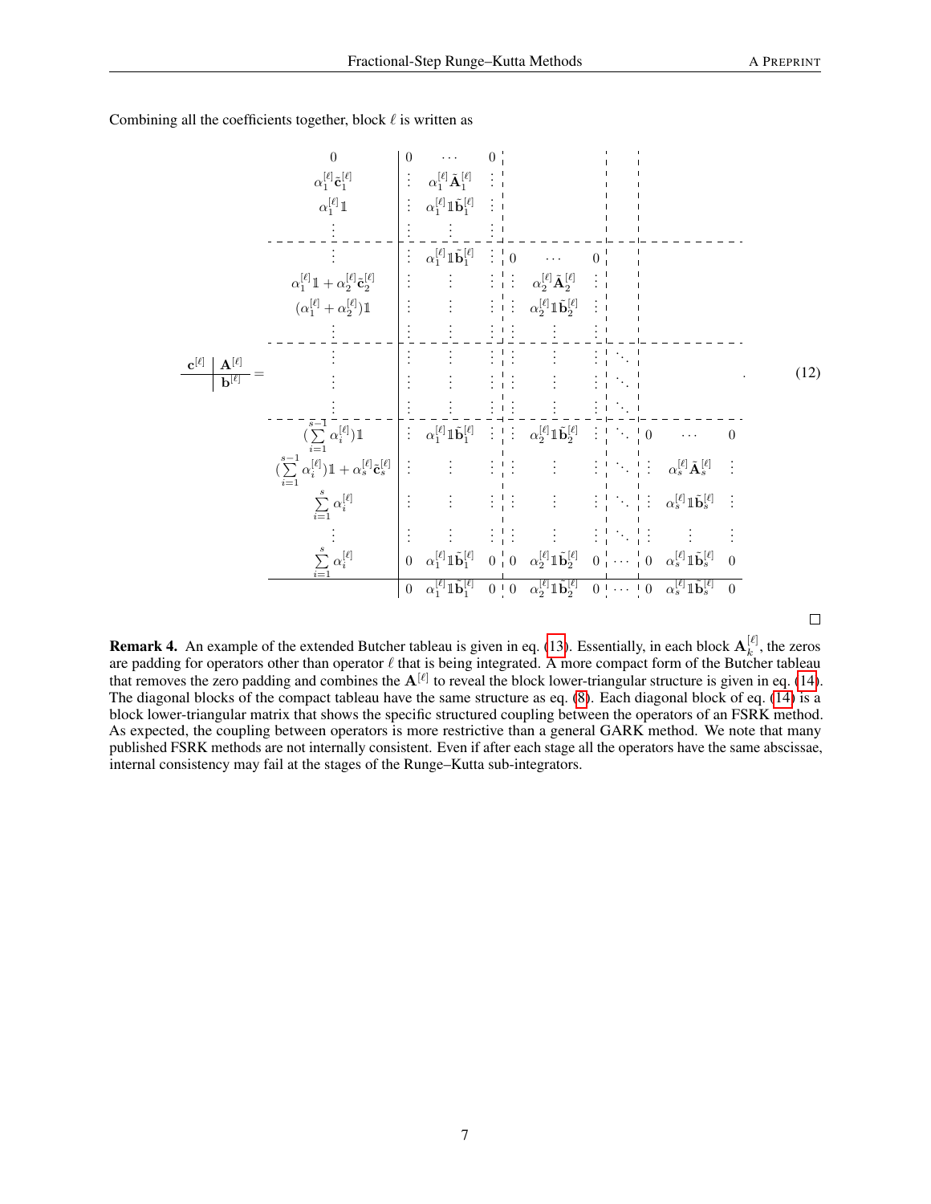Combining all the coefficients together, block $\ell$ is written as

$$
\begin{array}{c|c}
\mathbf{c}^{[\ell]} & \mathbf{A}^{[\ell]} \\
\hline
 & \mathbf{b}^{[\ell]}
\end{array}
=
\begin{array}{c|ccc:ccc:c:ccc}
0 & 0 & \cdots & 0 & & & & & & & \\
\alpha_1^{[\ell]}\tilde{\mathbf{c}}_1^{[\ell]} & \vdots & \alpha_1^{[\ell]}\tilde{\mathbf{A}}_1^{[\ell]} & \vdots & & & & & & & \\
\alpha_1^{[\ell]}\mathbb{1} & \vdots & \alpha_1^{[\ell]}\mathbb{1}\tilde{\mathbf{b}}_1^{[\ell]} & \vdots & & & & & & & \\
\vdots & \vdots & \vdots & \vdots & & & & & & & \\
\hdashline
\vdots & \vdots & \alpha_1^{[\ell]}\mathbb{1}\tilde{\mathbf{b}}_1^{[\ell]} & \vdots & 0 & \cdots & 0 & & & & \\
\alpha_1^{[\ell]}\mathbb{1}+\alpha_2^{[\ell]}\tilde{\mathbf{c}}_2^{[\ell]} & \vdots & \vdots & \vdots & \vdots & \alpha_2^{[\ell]}\tilde{\mathbf{A}}_2^{[\ell]} & \vdots & & & & \\
(\alpha_1^{[\ell]}+\alpha_2^{[\ell]})\mathbb{1} & \vdots & \vdots & \vdots & \vdots & \alpha_2^{[\ell]}\mathbb{1}\tilde{\mathbf{b}}_2^{[\ell]} & \vdots & & & & \\
\vdots & \vdots & \vdots & \vdots & \vdots & \vdots & \vdots & & & & \\
\hdashline
\vdots & \vdots & \vdots & \vdots & \vdots & \vdots & \vdots & \ddots & & & \\
\vdots & \vdots & \vdots & \vdots & \vdots & \vdots & \vdots & \ddots & & & \\
\vdots & \vdots & \vdots & \vdots & \vdots & \vdots & \vdots & \ddots & & & \\
\hdashline
(\sum\limits_{i=1}^{s-1}\alpha_i^{[\ell]})\mathbb{1} & \vdots & \alpha_1^{[\ell]}\mathbb{1}\tilde{\mathbf{b}}_1^{[\ell]} & \vdots & \vdots & \alpha_2^{[\ell]}\mathbb{1}\tilde{\mathbf{b}}_2^{[\ell]} & \vdots & \ddots & 0 & \cdots & 0 \\
(\sum\limits_{i=1}^{s-1}\alpha_i^{[\ell]})\mathbb{1}+\alpha_s^{[\ell]}\tilde{\mathbf{c}}_s^{[\ell]} & \vdots & \vdots & \vdots & \vdots & \vdots & \vdots & \ddots & \vdots & \alpha_s^{[\ell]}\tilde{\mathbf{A}}_s^{[\ell]} & \vdots \\
\sum\limits_{i=1}^{s}\alpha_i^{[\ell]} & \vdots & \vdots & \vdots & \vdots & \vdots & \vdots & \ddots & \vdots & \alpha_s^{[\ell]}\mathbb{1}\tilde{\mathbf{b}}_s^{[\ell]} & \vdots \\
\vdots & \vdots & \vdots & \vdots & \vdots & \vdots & \vdots & \ddots & \vdots & \vdots & \vdots \\
\sum\limits_{i=1}^{s}\alpha_i^{[\ell]} & 0 & \alpha_1^{[\ell]}\mathbb{1}\tilde{\mathbf{b}}_1^{[\ell]} & 0 & 0 & \alpha_2^{[\ell]}\mathbb{1}\tilde{\mathbf{b}}_2^{[\ell]} & 0 & \cdots & 0 & \alpha_s^{[\ell]}\mathbb{1}\tilde{\mathbf{b}}_s^{[\ell]} & 0 \\
\hline
 & 0 & \alpha_1^{[\ell]}\mathbb{1}\tilde{\mathbf{b}}_1^{[\ell]} & 0 & 0 & \alpha_2^{[\ell]}\mathbb{1}\tilde{\mathbf{b}}_2^{[\ell]} & 0 & \cdots & 0 & \alpha_s^{[\ell]}\mathbb{1}\tilde{\mathbf{b}}_s^{[\ell]} & 0
\end{array}
. \tag{12}
$$

□

**Remark 4.** An example of the extended Butcher tableau is given in eq. (13). Essentially, in each block $\mathbf{A}_k^{[\ell]}$, the zeros are padding for operators other than operator $\ell$ that is being integrated. A more compact form of the Butcher tableau that removes the zero padding and combines the $\mathbf{A}^{[\ell]}$ to reveal the block lower-triangular structure is given in eq. (14). The diagonal blocks of the compact tableau have the same structure as eq. (8). Each diagonal block of eq. (14) is a block lower-triangular matrix that shows the specific structured coupling between the operators of an FSRK method. As expected, the coupling between operators is more restrictive than a general GARK method. We note that many published FSRK methods are not internally consistent. Even if after each stage all the operators have the same abscissae, internal consistency may fail at the stages of the Runge–Kutta sub-integrators.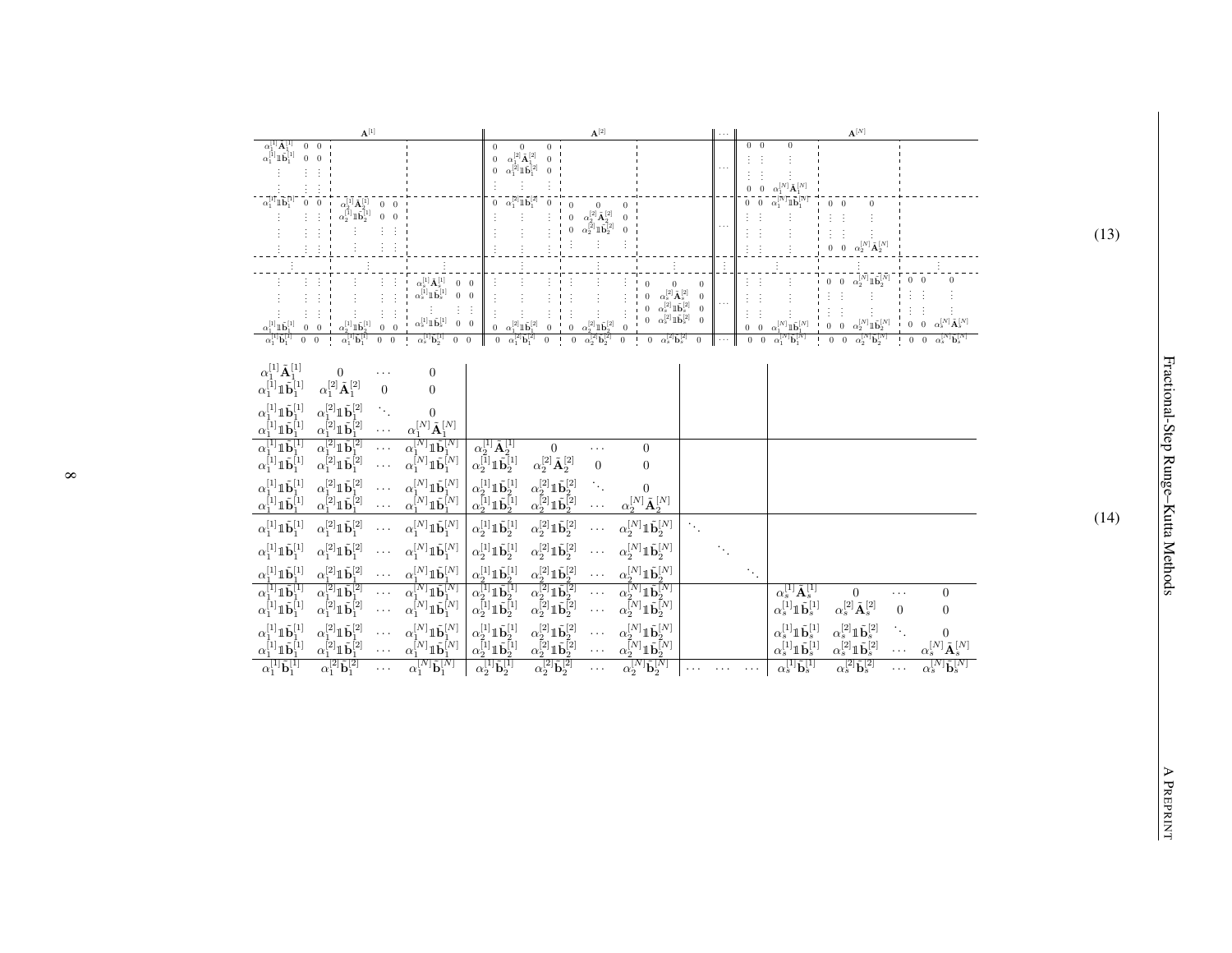$$
\begin{array}{ccc|ccc|c|ccc}
\multicolumn{3}{c|}{\mathbf{A}^{[1]}} & \multicolumn{3}{c|}{\mathbf{A}^{[2]}} & \cdots & \multicolumn{3}{c}{\mathbf{A}^{[N]}} \\
\hline
\begin{smallmatrix} \alpha_1^{[1]}\bar{\mathbf{A}}_1^{[1]} & 0 & 0 \\ \alpha_1^{[1]}\mathbb{1}\bar{\mathbf{b}}_1^{[1]} & 0 & 0 \\ \vdots & \vdots & \vdots \\ \vdots & \vdots & \vdots \end{smallmatrix} & & &
\begin{smallmatrix} 0 & 0 & 0 \\ 0 & \alpha_1^{[2]}\bar{\mathbf{A}}_1^{[2]} & 0 \\ 0 & \alpha_1^{[2]}\mathbb{1}\bar{\mathbf{b}}_1^{[2]} & 0 \\ \vdots & \vdots & \vdots \end{smallmatrix} & & & \cdots &
\begin{smallmatrix} 0 & 0 & 0 \\ \vdots & \vdots & \vdots \\ \vdots & \vdots & \vdots \\ 0 & 0 & \alpha_1^{[N]}\bar{\mathbf{A}}_1^{[N]} \end{smallmatrix} & & \\
\hline
\begin{smallmatrix} \alpha_1^{[1]}\mathbb{1}\bar{\mathbf{b}}_1^{[1]} & 0 & 0 \\ \vdots & \vdots & \vdots \\ \vdots & \vdots & \vdots \\ \vdots & \vdots & \vdots \end{smallmatrix} &
\begin{smallmatrix} \alpha_2^{[1]}\bar{\mathbf{A}}_2^{[1]} & 0 & 0 \\ \alpha_2^{[1]}\mathbb{1}\bar{\mathbf{b}}_2^{[1]} & 0 & 0 \\ \vdots & \vdots & \vdots \\ \vdots & \vdots & \vdots \end{smallmatrix} & &
\begin{smallmatrix} 0 & \alpha_1^{[2]}\mathbb{1}\bar{\mathbf{b}}_1^{[2]} & 0 \\ \vdots & \vdots & \vdots \\ \vdots & \vdots & \vdots \\ \vdots & \vdots & \vdots \end{smallmatrix} &
\begin{smallmatrix} 0 & 0 & 0 \\ 0 & \alpha_2^{[2]}\bar{\mathbf{A}}_2^{[2]} & 0 \\ 0 & \alpha_2^{[2]}\mathbb{1}\bar{\mathbf{b}}_2^{[2]} & 0 \\ \vdots & \vdots & \vdots \end{smallmatrix} & & \cdots &
\begin{smallmatrix} 0 & 0 & \alpha_1^{[N]}\mathbb{1}\bar{\mathbf{b}}_1^{[N]} \\ \vdots & \vdots & \vdots \\ \vdots & \vdots & \vdots \\ \vdots & \vdots & \vdots \end{smallmatrix} &
\begin{smallmatrix} 0 & 0 & 0 \\ \vdots & \vdots & \vdots \\ \vdots & \vdots & \vdots \\ 0 & 0 & \alpha_2^{[N]}\bar{\mathbf{A}}_2^{[N]} \end{smallmatrix} & \\
\hline
\vdots & \vdots & \vdots & \vdots & \vdots & \vdots & \vdots & \vdots & \vdots & \vdots \\
\hline
\begin{smallmatrix} \vdots & \vdots & \vdots \\ \alpha_1^{[1]}\mathbb{1}\bar{\mathbf{b}}_1^{[1]} & 0 & 0 \end{smallmatrix} &
\begin{smallmatrix} \vdots & \vdots & \vdots \\ \alpha_2^{[1]}\mathbb{1}\bar{\mathbf{b}}_2^{[1]} & 0 & 0 \end{smallmatrix} &
\begin{smallmatrix} \alpha_s^{[1]}\bar{\mathbf{A}}_s^{[1]} & 0 & 0 \\ \alpha_s^{[1]}\mathbb{1}\bar{\mathbf{b}}_s^{[1]} & 0 & 0 \\ \vdots & \vdots & \vdots \\ \alpha_s^{[1]}\mathbb{1}\bar{\mathbf{b}}_s^{[1]} & 0 & 0 \end{smallmatrix} &
\begin{smallmatrix} \vdots & \vdots & \vdots \\ 0 & \alpha_1^{[2]}\mathbb{1}\bar{\mathbf{b}}_1^{[2]} & 0 \end{smallmatrix} &
\begin{smallmatrix} \vdots & \vdots & \vdots \\ 0 & \alpha_2^{[2]}\mathbb{1}\bar{\mathbf{b}}_2^{[2]} & 0 \end{smallmatrix} &
\begin{smallmatrix} 0 & 0 & 0 \\ 0 & \alpha_s^{[2]}\bar{\mathbf{A}}_s^{[2]} & 0 \\ 0 & \alpha_s^{[2]}\mathbb{1}\bar{\mathbf{b}}_s^{[2]} & 0 \\ 0 & \alpha_s^{[2]}\mathbb{1}\bar{\mathbf{b}}_s^{[2]} & 0 \end{smallmatrix} & \cdots &
\begin{smallmatrix} \vdots & \vdots & \vdots \\ 0 & 0 & \alpha_1^{[N]}\mathbb{1}\bar{\mathbf{b}}_1^{[N]} \end{smallmatrix} &
\begin{smallmatrix} 0 & 0 & \alpha_2^{[N]}\mathbb{1}\bar{\mathbf{b}}_2^{[N]} \\ \vdots & \vdots & \vdots \\ 0 & 0 & \alpha_2^{[N]}\mathbb{1}\bar{\mathbf{b}}_2^{[N]} \end{smallmatrix} &
\begin{smallmatrix} 0 & 0 & 0 \\ \vdots & \vdots & \vdots \\ 0 & 0 & \alpha_s^{[N]}\bar{\mathbf{A}}_s^{[N]} \end{smallmatrix} \\
\hline
\begin{smallmatrix} \alpha_1^{[1]}\bar{\mathbf{b}}_1^{[1]} & 0 & 0 \end{smallmatrix} &
\begin{smallmatrix} \alpha_2^{[1]}\bar{\mathbf{b}}_2^{[1]} & 0 & 0 \end{smallmatrix} &
\begin{smallmatrix} \alpha_s^{[1]}\bar{\mathbf{b}}_s^{[1]} & 0 & 0 \end{smallmatrix} &
\begin{smallmatrix} 0 & \alpha_1^{[2]}\bar{\mathbf{b}}_1^{[2]} & 0 \end{smallmatrix} &
\begin{smallmatrix} 0 & \alpha_2^{[2]}\bar{\mathbf{b}}_2^{[2]} & 0 \end{smallmatrix} &
\begin{smallmatrix} 0 & \alpha_s^{[2]}\bar{\mathbf{b}}_s^{[2]} & 0 \end{smallmatrix} & \cdots &
\begin{smallmatrix} 0 & 0 & \alpha_1^{[N]}\bar{\mathbf{b}}_1^{[N]} \end{smallmatrix} &
\begin{smallmatrix} 0 & 0 & \alpha_2^{[N]}\bar{\mathbf{b}}_2^{[N]} \end{smallmatrix} &
\begin{smallmatrix} 0 & 0 & \alpha_s^{[N]}\bar{\mathbf{b}}_s^{[N]} \end{smallmatrix}
\end{array}
\tag{13}
$$

$$
\begin{array}{cccc|cccc|c|cccc}
\alpha_1^{[1]}\bar{\mathbf{A}}_1^{[1]} & 0 & \cdots & 0 & & & & & & & & & \\
\alpha_1^{[1]}\mathbb{1}\bar{\mathbf{b}}_1^{[1]} & \alpha_1^{[2]}\bar{\mathbf{A}}_1^{[2]} & 0 & 0 & & & & & & & & & \\
\alpha_1^{[1]}\mathbb{1}\bar{\mathbf{b}}_1^{[1]} & \alpha_1^{[2]}\mathbb{1}\bar{\mathbf{b}}_1^{[2]} & \ddots & 0 & & & & & & & & & \\
\alpha_1^{[1]}\mathbb{1}\bar{\mathbf{b}}_1^{[1]} & \alpha_1^{[2]}\mathbb{1}\bar{\mathbf{b}}_1^{[2]} & \cdots & \alpha_1^{[N]}\bar{\mathbf{A}}_1^{[N]} & & & & & & & & & \\
\hline
\alpha_1^{[1]}\mathbb{1}\bar{\mathbf{b}}_1^{[1]} & \alpha_1^{[2]}\mathbb{1}\bar{\mathbf{b}}_1^{[2]} & \cdots & \alpha_1^{[N]}\mathbb{1}\bar{\mathbf{b}}_1^{[N]} & \alpha_2^{[1]}\bar{\mathbf{A}}_2^{[1]} & 0 & \cdots & 0 & & & & & \\
\alpha_1^{[1]}\mathbb{1}\bar{\mathbf{b}}_1^{[1]} & \alpha_1^{[2]}\mathbb{1}\bar{\mathbf{b}}_1^{[2]} & \cdots & \alpha_1^{[N]}\mathbb{1}\bar{\mathbf{b}}_1^{[N]} & \alpha_2^{[1]}\mathbb{1}\bar{\mathbf{b}}_2^{[1]} & \alpha_2^{[2]}\bar{\mathbf{A}}_2^{[2]} & 0 & 0 & & & & & \\
\alpha_1^{[1]}\mathbb{1}\bar{\mathbf{b}}_1^{[1]} & \alpha_1^{[2]}\mathbb{1}\bar{\mathbf{b}}_1^{[2]} & \cdots & \alpha_1^{[N]}\mathbb{1}\bar{\mathbf{b}}_1^{[N]} & \alpha_2^{[1]}\mathbb{1}\bar{\mathbf{b}}_2^{[1]} & \alpha_2^{[2]}\mathbb{1}\bar{\mathbf{b}}_2^{[2]} & \ddots & 0 & & & & & \\
\alpha_1^{[1]}\mathbb{1}\bar{\mathbf{b}}_1^{[1]} & \alpha_1^{[2]}\mathbb{1}\bar{\mathbf{b}}_1^{[2]} & \cdots & \alpha_1^{[N]}\mathbb{1}\bar{\mathbf{b}}_1^{[N]} & \alpha_2^{[1]}\mathbb{1}\bar{\mathbf{b}}_2^{[1]} & \alpha_2^{[2]}\mathbb{1}\bar{\mathbf{b}}_2^{[2]} & \cdots & \alpha_2^{[N]}\bar{\mathbf{A}}_2^{[N]} & & & & & \\
\hline
\alpha_1^{[1]}\mathbb{1}\bar{\mathbf{b}}_1^{[1]} & \alpha_1^{[2]}\mathbb{1}\bar{\mathbf{b}}_1^{[2]} & \cdots & \alpha_1^{[N]}\mathbb{1}\bar{\mathbf{b}}_1^{[N]} & \alpha_2^{[1]}\mathbb{1}\bar{\mathbf{b}}_2^{[1]} & \alpha_2^{[2]}\mathbb{1}\bar{\mathbf{b}}_2^{[2]} & \cdots & \alpha_2^{[N]}\mathbb{1}\bar{\mathbf{b}}_2^{[N]} & \ddots & & & & \\
\alpha_1^{[1]}\mathbb{1}\bar{\mathbf{b}}_1^{[1]} & \alpha_1^{[2]}\mathbb{1}\bar{\mathbf{b}}_1^{[2]} & \cdots & \alpha_1^{[N]}\mathbb{1}\bar{\mathbf{b}}_1^{[N]} & \alpha_2^{[1]}\mathbb{1}\bar{\mathbf{b}}_2^{[1]} & \alpha_2^{[2]}\mathbb{1}\bar{\mathbf{b}}_2^{[2]} & \cdots & \alpha_2^{[N]}\mathbb{1}\bar{\mathbf{b}}_2^{[N]} & \ddots & & & & \\
\alpha_1^{[1]}\mathbb{1}\bar{\mathbf{b}}_1^{[1]} & \alpha_1^{[2]}\mathbb{1}\bar{\mathbf{b}}_1^{[2]} & \cdots & \alpha_1^{[N]}\mathbb{1}\bar{\mathbf{b}}_1^{[N]} & \alpha_2^{[1]}\mathbb{1}\bar{\mathbf{b}}_2^{[1]} & \alpha_2^{[2]}\mathbb{1}\bar{\mathbf{b}}_2^{[2]} & \cdots & \alpha_2^{[N]}\mathbb{1}\bar{\mathbf{b}}_2^{[N]} & \ddots & & & & \\
\hline
\alpha_1^{[1]}\mathbb{1}\bar{\mathbf{b}}_1^{[1]} & \alpha_1^{[2]}\mathbb{1}\bar{\mathbf{b}}_1^{[2]} & \cdots & \alpha_1^{[N]}\mathbb{1}\bar{\mathbf{b}}_1^{[N]} & \alpha_2^{[1]}\mathbb{1}\bar{\mathbf{b}}_2^{[1]} & \alpha_2^{[2]}\mathbb{1}\bar{\mathbf{b}}_2^{[2]} & \cdots & \alpha_2^{[N]}\mathbb{1}\bar{\mathbf{b}}_2^{[N]} & & \alpha_s^{[1]}\bar{\mathbf{A}}_s^{[1]} & 0 & \cdots & 0 \\
\alpha_1^{[1]}\mathbb{1}\bar{\mathbf{b}}_1^{[1]} & \alpha_1^{[2]}\mathbb{1}\bar{\mathbf{b}}_1^{[2]} & \cdots & \alpha_1^{[N]}\mathbb{1}\bar{\mathbf{b}}_1^{[N]} & \alpha_2^{[1]}\mathbb{1}\bar{\mathbf{b}}_2^{[1]} & \alpha_2^{[2]}\mathbb{1}\bar{\mathbf{b}}_2^{[2]} & \cdots & \alpha_2^{[N]}\mathbb{1}\bar{\mathbf{b}}_2^{[N]} & & \alpha_s^{[1]}\mathbb{1}\bar{\mathbf{b}}_s^{[1]} & \alpha_s^{[2]}\bar{\mathbf{A}}_s^{[2]} & 0 & 0 \\
\alpha_1^{[1]}\mathbb{1}\bar{\mathbf{b}}_1^{[1]} & \alpha_1^{[2]}\mathbb{1}\bar{\mathbf{b}}_1^{[2]} & \cdots & \alpha_1^{[N]}\mathbb{1}\bar{\mathbf{b}}_1^{[N]} & \alpha_2^{[1]}\mathbb{1}\bar{\mathbf{b}}_2^{[1]} & \alpha_2^{[2]}\mathbb{1}\bar{\mathbf{b}}_2^{[2]} & \cdots & \alpha_2^{[N]}\mathbb{1}\bar{\mathbf{b}}_2^{[N]} & & \alpha_s^{[1]}\mathbb{1}\bar{\mathbf{b}}_s^{[1]} & \alpha_s^{[2]}\mathbb{1}\bar{\mathbf{b}}_s^{[2]} & \ddots & 0 \\
\alpha_1^{[1]}\mathbb{1}\bar{\mathbf{b}}_1^{[1]} & \alpha_1^{[2]}\mathbb{1}\bar{\mathbf{b}}_1^{[2]} & \cdots & \alpha_1^{[N]}\mathbb{1}\bar{\mathbf{b}}_1^{[N]} & \alpha_2^{[1]}\mathbb{1}\bar{\mathbf{b}}_2^{[1]} & \alpha_2^{[2]}\mathbb{1}\bar{\mathbf{b}}_2^{[2]} & \cdots & \alpha_2^{[N]}\mathbb{1}\bar{\mathbf{b}}_2^{[N]} & & \alpha_s^{[1]}\mathbb{1}\bar{\mathbf{b}}_s^{[1]} & \alpha_s^{[2]}\mathbb{1}\bar{\mathbf{b}}_s^{[2]} & \cdots & \alpha_s^{[N]}\bar{\mathbf{A}}_s^{[N]} \\
\hline
\alpha_1^{[1]}\bar{\mathbf{b}}_1^{[1]} & \alpha_1^{[2]}\bar{\mathbf{b}}_1^{[2]} & \cdots & \alpha_1^{[N]}\bar{\mathbf{b}}_1^{[N]} & \alpha_2^{[1]}\bar{\mathbf{b}}_2^{[1]} & \alpha_2^{[2]}\bar{\mathbf{b}}_2^{[2]} & \cdots & \alpha_2^{[N]}\bar{\mathbf{b}}_2^{[N]} & \cdots\ \cdots\ \cdots & \alpha_s^{[1]}\bar{\mathbf{b}}_s^{[1]} & \alpha_s^{[2]}\bar{\mathbf{b}}_s^{[2]} & \cdots & \alpha_s^{[N]}\bar{\mathbf{b}}_s^{[N]}
\end{array}
\tag{14}
$$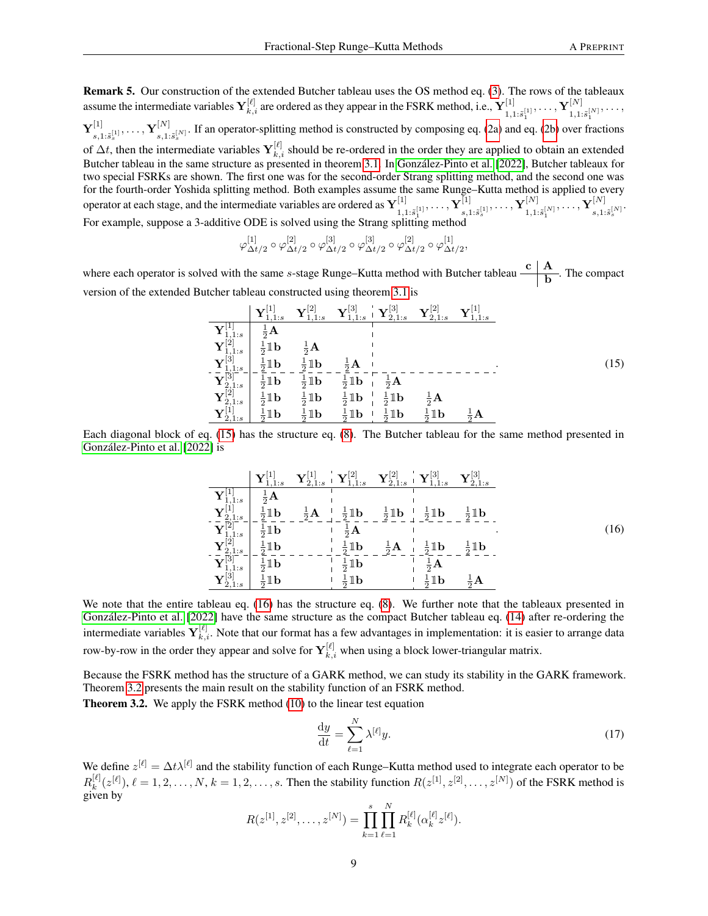**Remark 5.** Our construction of the extended Butcher tableau uses the OS method eq. (3). The rows of the tableaux assume the intermediate variables $\mathbf{Y}_{k,i}^{[\ell]}$ are ordered as they appear in the FSRK method, i.e., $\mathbf{Y}_{1,1:\tilde{s}_1^{[1]}}^{[1]}, \ldots, \mathbf{Y}_{1,1:\tilde{s}_1^{[N]}}^{[N]}, \ldots, \mathbf{Y}_{s,1:\tilde{s}_s^{[1]}}^{[1]}, \ldots, \mathbf{Y}_{s,1:\tilde{s}_s^{[N]}}^{[N]}$. If an operator-splitting method is constructed by composing eq. (2a) and eq. (2b) over fractions of $\Delta t$, then the intermediate variables $\mathbf{Y}_{k,i}^{[\ell]}$ should be re-ordered in the order they are applied to obtain an extended Butcher tableau in the same structure as presented in theorem 3.1. In González-Pinto et al. [2022], Butcher tableaux for two special FSRKs are shown. The first one was for the second-order Strang splitting method, and the second one was for the fourth-order Yoshida splitting method. Both examples assume the same Runge–Kutta method is applied to every operator at each stage, and the intermediate variables are ordered as $\mathbf{Y}_{1,1:\tilde{s}_1^{[1]}}^{[1]}, \ldots, \mathbf{Y}_{s,1:\tilde{s}_s^{[1]}}^{[1]}, \ldots, \mathbf{Y}_{1,1:\tilde{s}_1^{[N]}}^{[N]}, \ldots, \mathbf{Y}_{s,1:\tilde{s}_s^{[N]}}^{[N]}$. For example, suppose a 3-additive ODE is solved using the Strang splitting method

$$\varphi_{\Delta t/2}^{[1]} \circ \varphi_{\Delta t/2}^{[2]} \circ \varphi_{\Delta t/2}^{[3]} \circ \varphi_{\Delta t/2}^{[3]} \circ \varphi_{\Delta t/2}^{[2]} \circ \varphi_{\Delta t/2}^{[1]},$$

where each operator is solved with the same $s$-stage Runge–Kutta method with Butcher tableau $\begin{array}{c|c} \mathbf{c} & \mathbf{A} \\ \hline & \mathbf{b} \end{array}$. The compact version of the extended Butcher tableau constructed using theorem 3.1 is

$$\begin{array}{c|ccc:ccc}
 & \mathbf{Y}_{1,1:s}^{[1]} & \mathbf{Y}_{1,1:s}^{[2]} & \mathbf{Y}_{1,1:s}^{[3]} & \mathbf{Y}_{2,1:s}^{[3]} & \mathbf{Y}_{2,1:s}^{[2]} & \mathbf{Y}_{2,1:s}^{[1]} \\ \hline
\mathbf{Y}_{1,1:s}^{[1]} & \frac{1}{2}\mathbf{A} & & & & & \\
\mathbf{Y}_{1,1:s}^{[2]} & \frac{1}{2}\mathbb{1}\mathbf{b} & \frac{1}{2}\mathbf{A} & & & & \\
\mathbf{Y}_{1,1:s}^{[3]} & \frac{1}{2}\mathbb{1}\mathbf{b} & \frac{1}{2}\mathbb{1}\mathbf{b} & \frac{1}{2}\mathbf{A} & & & \\ \hdashline
\mathbf{Y}_{2,1:s}^{[3]} & \frac{1}{2}\mathbb{1}\mathbf{b} & \frac{1}{2}\mathbb{1}\mathbf{b} & \frac{1}{2}\mathbb{1}\mathbf{b} & \frac{1}{2}\mathbf{A} & & \\
\mathbf{Y}_{2,1:s}^{[2]} & \frac{1}{2}\mathbb{1}\mathbf{b} & \frac{1}{2}\mathbb{1}\mathbf{b} & \frac{1}{2}\mathbb{1}\mathbf{b} & \frac{1}{2}\mathbb{1}\mathbf{b} & \frac{1}{2}\mathbf{A} & \\
\mathbf{Y}_{2,1:s}^{[1]} & \frac{1}{2}\mathbb{1}\mathbf{b} & \frac{1}{2}\mathbb{1}\mathbf{b} & \frac{1}{2}\mathbb{1}\mathbf{b} & \frac{1}{2}\mathbb{1}\mathbf{b} & \frac{1}{2}\mathbb{1}\mathbf{b} & \frac{1}{2}\mathbf{A}
\end{array}. \tag{15}$$

Each diagonal block of eq. (15) has the structure eq. (8). The Butcher tableau for the same method presented in González-Pinto et al. [2022] is

$$\begin{array}{c|cc:cc:cc}
 & \mathbf{Y}_{1,1:s}^{[1]} & \mathbf{Y}_{2,1:s}^{[1]} & \mathbf{Y}_{1,1:s}^{[2]} & \mathbf{Y}_{2,1:s}^{[2]} & \mathbf{Y}_{1,1:s}^{[3]} & \mathbf{Y}_{2,1:s}^{[3]} \\ \hline
\mathbf{Y}_{1,1:s}^{[1]} & \frac{1}{2}\mathbf{A} & & & & & \\
\mathbf{Y}_{2,1:s}^{[1]} & \frac{1}{2}\mathbb{1}\mathbf{b} & \frac{1}{2}\mathbf{A} & \frac{1}{2}\mathbb{1}\mathbf{b} & \frac{1}{2}\mathbb{1}\mathbf{b} & \frac{1}{2}\mathbb{1}\mathbf{b} & \frac{1}{2}\mathbb{1}\mathbf{b} \\ \hdashline
\mathbf{Y}_{1,1:s}^{[2]} & \frac{1}{2}\mathbb{1}\mathbf{b} & & \frac{1}{2}\mathbf{A} & & & \\
\mathbf{Y}_{2,1:s}^{[2]} & \frac{1}{2}\mathbb{1}\mathbf{b} & & \frac{1}{2}\mathbb{1}\mathbf{b} & \frac{1}{2}\mathbf{A} & \frac{1}{2}\mathbb{1}\mathbf{b} & \frac{1}{2}\mathbb{1}\mathbf{b} \\ \hdashline
\mathbf{Y}_{1,1:s}^{[3]} & \frac{1}{2}\mathbb{1}\mathbf{b} & & \frac{1}{2}\mathbb{1}\mathbf{b} & & \frac{1}{2}\mathbf{A} & \\
\mathbf{Y}_{2,1:s}^{[3]} & \frac{1}{2}\mathbb{1}\mathbf{b} & & \frac{1}{2}\mathbb{1}\mathbf{b} & & \frac{1}{2}\mathbb{1}\mathbf{b} & \frac{1}{2}\mathbf{A}
\end{array}. \tag{16}$$

We note that the entire tableau eq. (16) has the structure eq. (8). We further note that the tableaux presented in González-Pinto et al. [2022] have the same structure as the compact Butcher tableau eq. (14) after re-ordering the intermediate variables $\mathbf{Y}_{k,i}^{[\ell]}$. Note that our format has a few advantages in implementation: it is easier to arrange data row-by-row in the order they appear and solve for $\mathbf{Y}_{k,i}^{[\ell]}$ when using a block lower-triangular matrix.

Because the FSRK method has the structure of a GARK method, we can study its stability in the GARK framework. Theorem 3.2 presents the main result on the stability function of an FSRK method.

**Theorem 3.2.** We apply the FSRK method (10) to the linear test equation

$$\frac{\mathrm{d}y}{\mathrm{d}t} = \sum_{\ell=1}^{N} \lambda^{[\ell]} y. \tag{17}$$

We define $z^{[\ell]} = \Delta t \lambda^{[\ell]}$ and the stability function of each Runge–Kutta method used to integrate each operator to be $R_k^{[\ell]}(z^{[\ell]})$, $\ell = 1, 2, \ldots, N$, $k = 1, 2, \ldots, s$. Then the stability function $R(z^{[1]}, z^{[2]}, \ldots, z^{[N]})$ of the FSRK method is given by

$$R(z^{[1]}, z^{[2]}, \ldots, z^{[N]}) = \prod_{k=1}^{s} \prod_{\ell=1}^{N} R_k^{[\ell]}(\alpha_k^{[\ell]} z^{[\ell]}).$$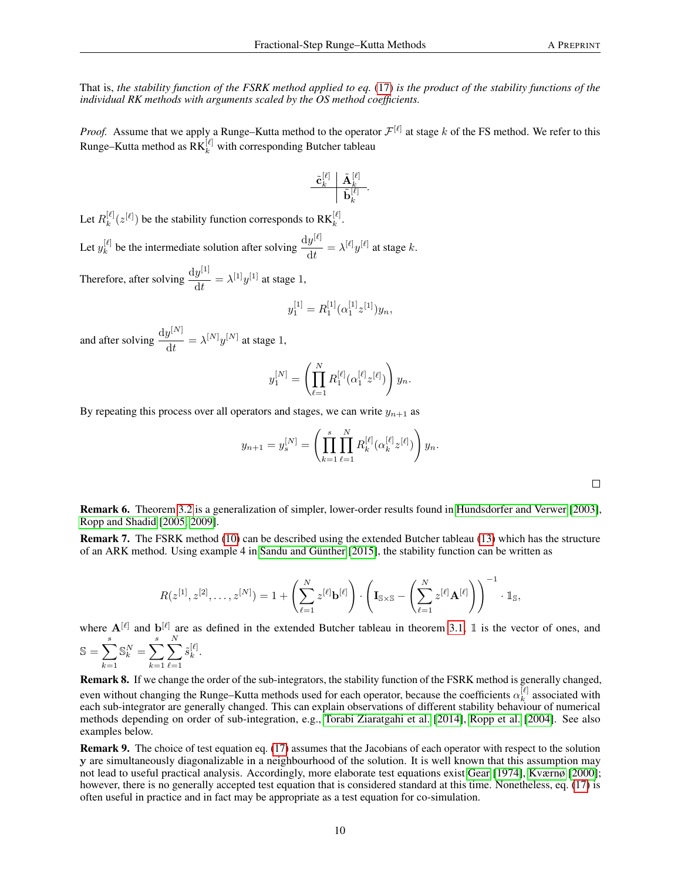That is, *the stability function of the FSRK method applied to eq. (17) is the product of the stability functions of the individual RK methods with arguments scaled by the OS method coefficients.*

*Proof.* Assume that we apply a Runge–Kutta method to the operator $\mathcal{F}^{[\ell]}$ at stage $k$ of the FS method. We refer to this Runge–Kutta method as $\mathrm{RK}_k^{[\ell]}$ with corresponding Butcher tableau

$$\begin{array}{c|c} \tilde{\mathbf{c}}_k^{[\ell]} & \tilde{\mathbf{A}}_k^{[\ell]} \\ \hline & \tilde{\mathbf{b}}_k^{[\ell]} \end{array}.$$

Let $R_k^{[\ell]}(z^{[\ell]})$ be the stability function corresponds to $\mathrm{RK}_k^{[\ell]}$.

Let $y_k^{[\ell]}$ be the intermediate solution after solving $\dfrac{\mathrm{d}y^{[\ell]}}{\mathrm{d}t} = \lambda^{[\ell]} y^{[\ell]}$ at stage $k$.

Therefore, after solving $\dfrac{\mathrm{d}y^{[1]}}{\mathrm{d}t} = \lambda^{[1]} y^{[1]}$ at stage 1,

$$y_1^{[1]} = R_1^{[1]}(\alpha_1^{[1]} z^{[1]}) y_n,$$

and after solving $\dfrac{\mathrm{d}y^{[N]}}{\mathrm{d}t} = \lambda^{[N]} y^{[N]}$ at stage 1,

$$y_1^{[N]} = \left( \prod_{\ell=1}^{N} R_1^{[\ell]}(\alpha_1^{[\ell]} z^{[\ell]}) \right) y_n.$$

By repeating this process over all operators and stages, we can write $y_{n+1}$ as

$$y_{n+1} = y_s^{[N]} = \left( \prod_{k=1}^{s} \prod_{\ell=1}^{N} R_k^{[\ell]}(\alpha_k^{[\ell]} z^{[\ell]}) \right) y_n.$$

□

**Remark 6.** Theorem 3.2 is a generalization of simpler, lower-order results found in Hundsdorfer and Verwer [2003], Ropp and Shadid [2005, 2009].

**Remark 7.** The FSRK method (10) can be described using the extended Butcher tableau (13) which has the structure of an ARK method. Using example 4 in Sandu and Günther [2015], the stability function can be written as

$$R(z^{[1]}, z^{[2]}, \ldots, z^{[N]}) = 1 + \left( \sum_{\ell=1}^{N} z^{[\ell]} \mathbf{b}^{[\ell]} \right) \cdot \left( \mathbf{I}_{\mathbb{S} \times \mathbb{S}} - \left( \sum_{\ell=1}^{N} z^{[\ell]} \mathbf{A}^{[\ell]} \right) \right)^{-1} \cdot \mathbb{1}_{\mathbb{S}},$$

where $\mathbf{A}^{[\ell]}$ and $\mathbf{b}^{[\ell]}$ are as defined in the extended Butcher tableau in theorem 3.1, $\mathbb{1}$ is the vector of ones, and $\mathbb{S} = \sum_{k=1}^{s} \mathbb{S}_k^N = \sum_{k=1}^{s} \sum_{\ell=1}^{N} \tilde{s}_k^{[\ell]}$.

**Remark 8.** If we change the order of the sub-integrators, the stability function of the FSRK method is generally changed, even without changing the Runge–Kutta methods used for each operator, because the coefficients $\alpha_k^{[\ell]}$ associated with each sub-integrator are generally changed. This can explain observations of different stability behaviour of numerical methods depending on order of sub-integration, e.g., Torabi Ziaratgahi et al. [2014], Ropp et al. [2004]. See also examples below.

**Remark 9.** The choice of test equation eq. (17) assumes that the Jacobians of each operator with respect to the solution $\mathbf{y}$ are simultaneously diagonalizable in a neighbourhood of the solution. It is well known that this assumption may not lead to useful practical analysis. Accordingly, more elaborate test equations exist Gear [1974], Kværnø [2000]; however, there is no generally accepted test equation that is considered standard at this time. Nonetheless, eq. (17) is often useful in practice and in fact may be appropriate as a test equation for co-simulation.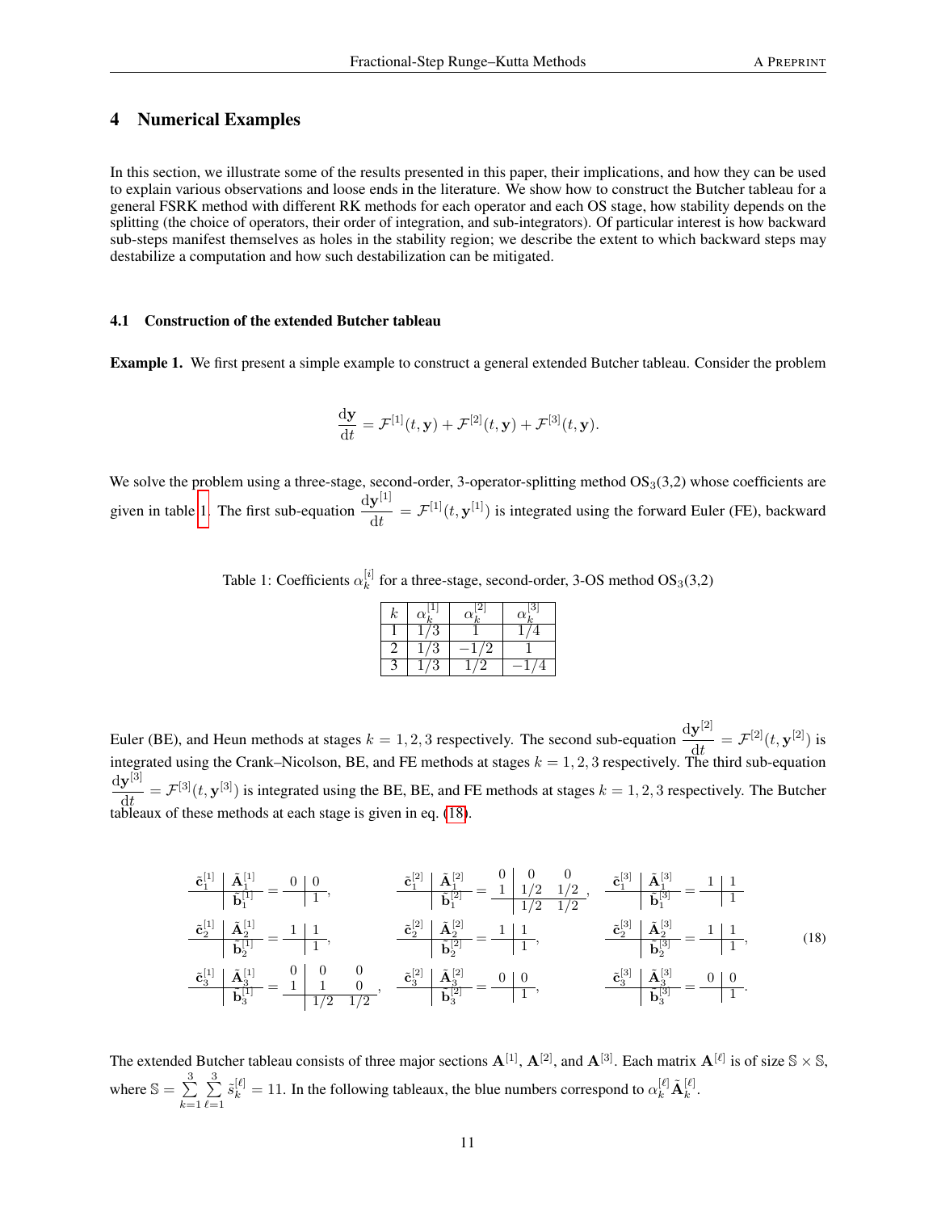## 4 Numerical Examples

In this section, we illustrate some of the results presented in this paper, their implications, and how they can be used to explain various observations and loose ends in the literature. We show how to construct the Butcher tableau for a general FSRK method with different RK methods for each operator and each OS stage, how stability depends on the splitting (the choice of operators, their order of integration, and sub-integrators). Of particular interest is how backward sub-steps manifest themselves as holes in the stability region; we describe the extent to which backward steps may destabilize a computation and how such destabilization can be mitigated.

### 4.1 Construction of the extended Butcher tableau

**Example 1.** We first present a simple example to construct a general extended Butcher tableau. Consider the problem

$$\frac{\mathrm{d}\mathbf{y}}{\mathrm{d}t} = \mathcal{F}^{[1]}(t, \mathbf{y}) + \mathcal{F}^{[2]}(t, \mathbf{y}) + \mathcal{F}^{[3]}(t, \mathbf{y}).$$

We solve the problem using a three-stage, second-order, 3-operator-splitting method $\text{OS}_3(3,2)$ whose coefficients are given in table 1. The first sub-equation $\frac{\mathrm{d}\mathbf{y}^{[1]}}{\mathrm{d}t} = \mathcal{F}^{[1]}(t, \mathbf{y}^{[1]})$ is integrated using the forward Euler (FE), backward Euler (BE), and Heun methods at stages $k = 1, 2, 3$ respectively. The second sub-equation $\frac{\mathrm{d}\mathbf{y}^{[2]}}{\mathrm{d}t} = \mathcal{F}^{[2]}(t, \mathbf{y}^{[2]})$ is integrated using the Crank–Nicolson, BE, and FE methods at stages $k = 1, 2, 3$ respectively. The third sub-equation $\frac{\mathrm{d}\mathbf{y}^{[3]}}{\mathrm{d}t} = \mathcal{F}^{[3]}(t, \mathbf{y}^{[3]})$ is integrated using the BE, BE, and FE methods at stages $k = 1, 2, 3$ respectively. The Butcher tableaux of these methods at each stage is given in eq. (18).

Table 1: Coefficients $\alpha_k^{[i]}$ for a three-stage, second-order, 3-OS method $\text{OS}_3(3,2)$

| $k$ | $\alpha_k^{[1]}$ | $\alpha_k^{[2]}$ | $\alpha_k^{[3]}$ |
|---|---|---|---|
| 1 | $1/3$ | $1$ | $1/4$ |
| 2 | $1/3$ | $-1/2$ | $1$ |
| 3 | $1/3$ | $1/2$ | $-1/4$ |

$$\begin{array}{c|c} \tilde{\mathbf{c}}_1^{[1]} & \tilde{\mathbf{A}}_1^{[1]} \\ \hline & \tilde{\mathbf{b}}_1^{[1]} \end{array} = \begin{array}{c|c} 0 & 0 \\ \hline & 1 \end{array}, \quad \begin{array}{c|c} \tilde{\mathbf{c}}_1^{[2]} & \tilde{\mathbf{A}}_1^{[2]} \\ \hline & \tilde{\mathbf{b}}_1^{[2]} \end{array} = \begin{array}{c|cc} 0 & 0 & 0 \\ 1 & 1/2 & 1/2 \\ \hline & 1/2 & 1/2 \end{array}, \quad \begin{array}{c|c} \tilde{\mathbf{c}}_1^{[3]} & \tilde{\mathbf{A}}_1^{[3]} \\ \hline & \tilde{\mathbf{b}}_1^{[3]} \end{array} = \begin{array}{c|c} 1 & 1 \\ \hline & 1 \end{array}$$

$$\begin{array}{c|c} \tilde{\mathbf{c}}_2^{[1]} & \tilde{\mathbf{A}}_2^{[1]} \\ \hline & \tilde{\mathbf{b}}_2^{[1]} \end{array} = \begin{array}{c|c} 1 & 1 \\ \hline & 1 \end{array}, \quad \begin{array}{c|c} \tilde{\mathbf{c}}_2^{[2]} & \tilde{\mathbf{A}}_2^{[2]} \\ \hline & \tilde{\mathbf{b}}_2^{[2]} \end{array} = \begin{array}{c|c} 1 & 1 \\ \hline & 1 \end{array}, \quad \begin{array}{c|c} \tilde{\mathbf{c}}_2^{[3]} & \tilde{\mathbf{A}}_2^{[3]} \\ \hline & \tilde{\mathbf{b}}_2^{[3]} \end{array} = \begin{array}{c|c} 1 & 1 \\ \hline & 1 \end{array}, \tag{18}$$

$$\begin{array}{c|c} \tilde{\mathbf{c}}_3^{[1]} & \tilde{\mathbf{A}}_3^{[1]} \\ \hline & \tilde{\mathbf{b}}_3^{[1]} \end{array} = \begin{array}{c|cc} 0 & 0 & 0 \\ 1 & 1 & 0 \\ \hline & 1/2 & 1/2 \end{array}, \quad \begin{array}{c|c} \tilde{\mathbf{c}}_3^{[2]} & \tilde{\mathbf{A}}_3^{[2]} \\ \hline & \tilde{\mathbf{b}}_3^{[2]} \end{array} = \begin{array}{c|c} 0 & 0 \\ \hline & 1 \end{array}, \quad \begin{array}{c|c} \tilde{\mathbf{c}}_3^{[3]} & \tilde{\mathbf{A}}_3^{[3]} \\ \hline & \tilde{\mathbf{b}}_3^{[3]} \end{array} = \begin{array}{c|c} 0 & 0 \\ \hline & 1 \end{array}.$$

The extended Butcher tableau consists of three major sections $\mathbf{A}^{[1]}$, $\mathbf{A}^{[2]}$, and $\mathbf{A}^{[3]}$. Each matrix $\mathbf{A}^{[\ell]}$ is of size $\mathbb{S} \times \mathbb{S}$, where $\mathbb{S} = \sum_{k=1}^{3} \sum_{\ell=1}^{3} \tilde{s}_k^{[\ell]} = 11$. In the following tableaux, the blue numbers correspond to $\alpha_k^{[\ell]} \tilde{\mathbf{A}}_k^{[\ell]}$.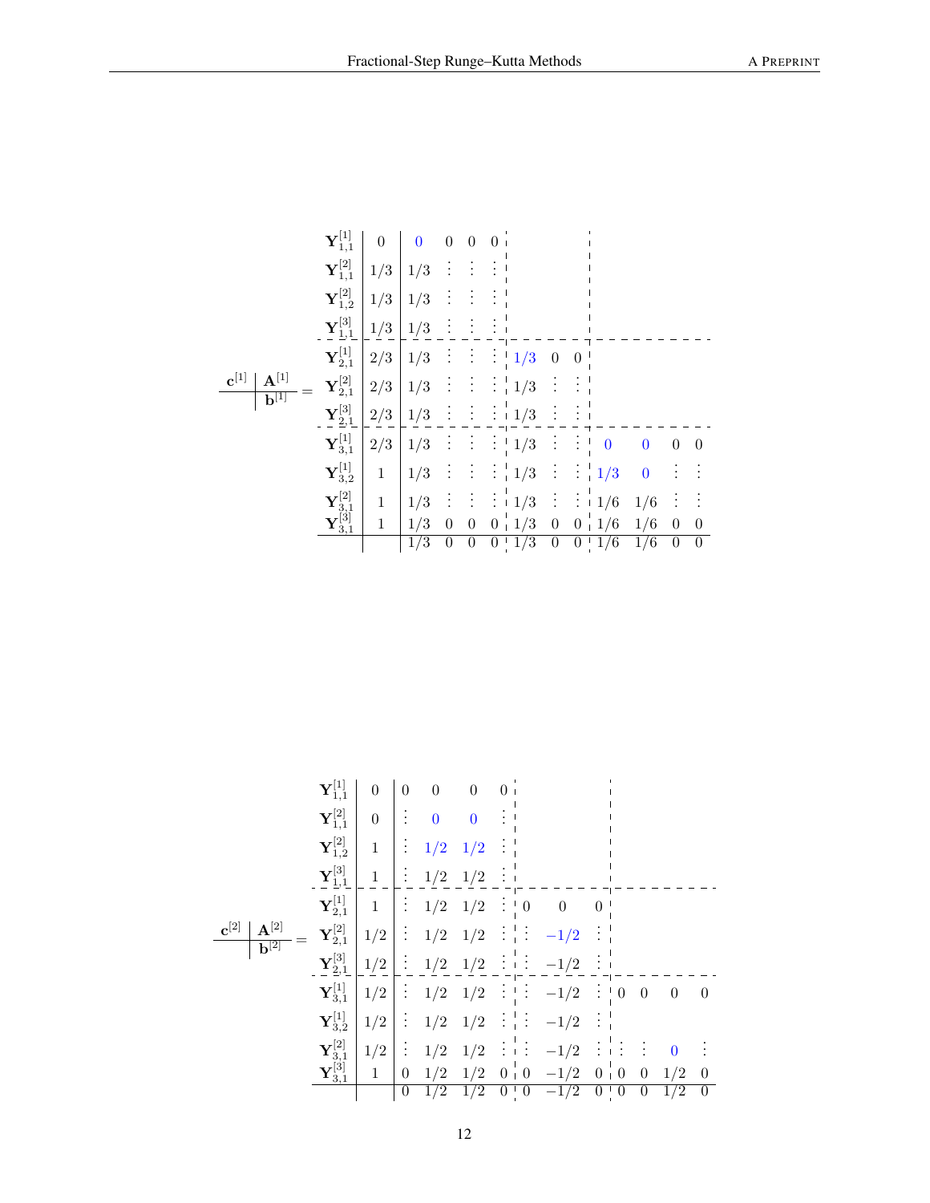$$
\begin{array}{c|c}
\mathbf{c}^{[1]} & \mathbf{A}^{[1]} \\
\hline
 & \mathbf{b}^{[1]}
\end{array}
=
\begin{array}{c|c|cccc:ccc:cccc}
\mathbf{Y}^{[1]}_{1,1} & 0 & 0 & 0 & 0 & 0 & & & & & & & \\
\mathbf{Y}^{[2]}_{1,1} & 1/3 & 1/3 & \vdots & \vdots & \vdots & & & & & & & \\
\mathbf{Y}^{[2]}_{1,2} & 1/3 & 1/3 & \vdots & \vdots & \vdots & & & & & & & \\
\mathbf{Y}^{[3]}_{1,1} & 1/3 & 1/3 & \vdots & \vdots & \vdots & & & & & & & \\
\hdashline
\mathbf{Y}^{[1]}_{2,1} & 2/3 & 1/3 & \vdots & \vdots & \vdots & 1/3 & 0 & 0 & & & & \\
\mathbf{Y}^{[2]}_{2,1} & 2/3 & 1/3 & \vdots & \vdots & \vdots & 1/3 & \vdots & \vdots & & & & \\
\mathbf{Y}^{[3]}_{2,1} & 2/3 & 1/3 & \vdots & \vdots & \vdots & 1/3 & \vdots & \vdots & & & & \\
\hdashline
\mathbf{Y}^{[1]}_{3,1} & 2/3 & 1/3 & \vdots & \vdots & \vdots & 1/3 & \vdots & \vdots & 0 & 0 & 0 & 0 \\
\mathbf{Y}^{[1]}_{3,2} & 1 & 1/3 & \vdots & \vdots & \vdots & 1/3 & \vdots & \vdots & 1/3 & 0 & \vdots & \vdots \\
\mathbf{Y}^{[2]}_{3,1} & 1 & 1/3 & \vdots & \vdots & \vdots & 1/3 & \vdots & \vdots & 1/6 & 1/6 & \vdots & \vdots \\
\mathbf{Y}^{[3]}_{3,1} & 1 & 1/3 & 0 & 0 & 0 & 1/3 & 0 & 0 & 1/6 & 1/6 & 0 & 0 \\
\hline
 & & 1/3 & 0 & 0 & 0 & 1/3 & 0 & 0 & 1/6 & 1/6 & 0 & 0
\end{array}
$$

$$
\begin{array}{c|c}
\mathbf{c}^{[2]} & \mathbf{A}^{[2]} \\
\hline
 & \mathbf{b}^{[2]}
\end{array}
=
\begin{array}{c|c|cccc:ccc:cccc}
\mathbf{Y}^{[1]}_{1,1} & 0 & 0 & 0 & 0 & 0 & & & & & & & \\
\mathbf{Y}^{[2]}_{1,1} & 0 & \vdots & 0 & 0 & \vdots & & & & & & & \\
\mathbf{Y}^{[2]}_{1,2} & 1 & \vdots & 1/2 & 1/2 & \vdots & & & & & & & \\
\mathbf{Y}^{[3]}_{1,1} & 1 & \vdots & 1/2 & 1/2 & \vdots & & & & & & & \\
\hdashline
\mathbf{Y}^{[1]}_{2,1} & 1 & \vdots & 1/2 & 1/2 & \vdots & 0 & 0 & 0 & & & & \\
\mathbf{Y}^{[2]}_{2,1} & 1/2 & \vdots & 1/2 & 1/2 & \vdots & \vdots & -1/2 & \vdots & & & & \\
\mathbf{Y}^{[3]}_{2,1} & 1/2 & \vdots & 1/2 & 1/2 & \vdots & \vdots & -1/2 & \vdots & & & & \\
\hdashline
\mathbf{Y}^{[1]}_{3,1} & 1/2 & \vdots & 1/2 & 1/2 & \vdots & \vdots & -1/2 & \vdots & 0 & 0 & 0 & 0 \\
\mathbf{Y}^{[1]}_{3,2} & 1/2 & \vdots & 1/2 & 1/2 & \vdots & \vdots & -1/2 & \vdots & & & & \\
\mathbf{Y}^{[2]}_{3,1} & 1/2 & \vdots & 1/2 & 1/2 & \vdots & \vdots & -1/2 & \vdots & \vdots & \vdots & 0 & \vdots \\
\mathbf{Y}^{[3]}_{3,1} & 1 & 0 & 1/2 & 1/2 & 0 & 0 & -1/2 & 0 & 0 & 0 & 1/2 & 0 \\
\hline
 & & 0 & 1/2 & 1/2 & 0 & 0 & -1/2 & 0 & 0 & 0 & 1/2 & 0
\end{array}
$$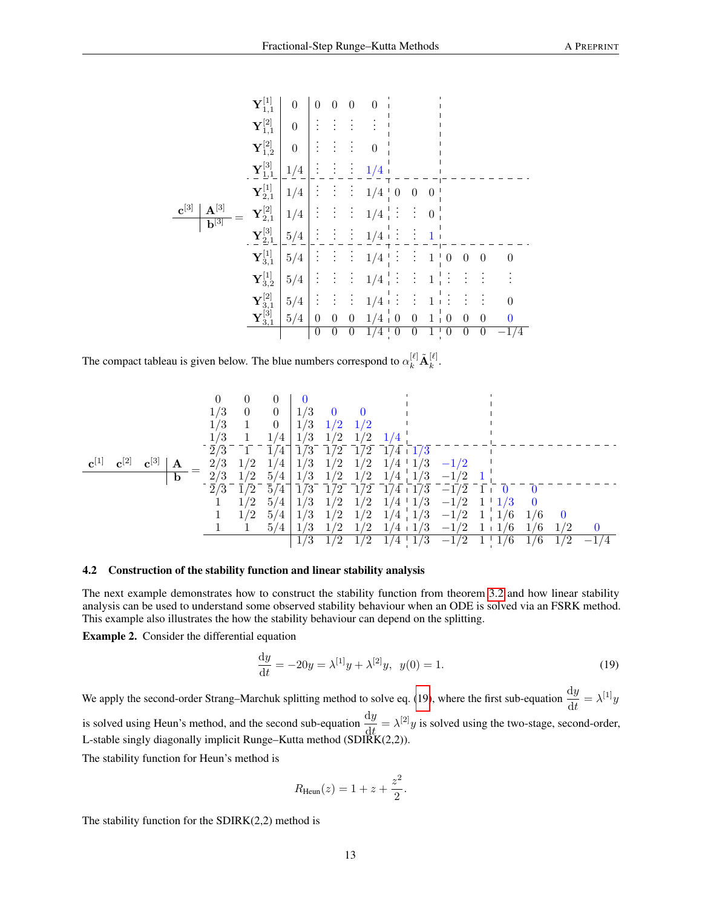$$
\begin{array}{c|c}
\mathbf{c}^{[3]} & \mathbf{A}^{[3]} \\
\hline
 & \mathbf{b}^{[3]}
\end{array}
=
\begin{array}{c|c|cccc|ccc|cccc}
\mathbf{Y}_{1,1}^{[1]} & 0 & 0 & 0 & 0 & 0 & & & & & & & \\
\mathbf{Y}_{1,1}^{[2]} & 0 & \vdots & \vdots & \vdots & \vdots & & & & & & & \\
\mathbf{Y}_{1,2}^{[2]} & 0 & \vdots & \vdots & \vdots & 0 & & & & & & & \\
\mathbf{Y}_{1,1}^{[3]} & 1/4 & \vdots & \vdots & \vdots & \color{blue}{1/4} & & & & & & & \\
\hdashline
\mathbf{Y}_{2,1}^{[1]} & 1/4 & \vdots & \vdots & \vdots & 1/4 & 0 & 0 & 0 & & & & \\
\mathbf{Y}_{2,1}^{[2]} & 1/4 & \vdots & \vdots & \vdots & 1/4 & \vdots & \vdots & 0 & & & & \\
\mathbf{Y}_{2,1}^{[3]} & 5/4 & \vdots & \vdots & \vdots & 1/4 & \vdots & \vdots & \color{blue}{1} & & & & \\
\hdashline
\mathbf{Y}_{3,1}^{[1]} & 5/4 & \vdots & \vdots & \vdots & 1/4 & \vdots & \vdots & 1 & 0 & 0 & 0 & 0 \\
\mathbf{Y}_{3,2}^{[1]} & 5/4 & \vdots & \vdots & \vdots & 1/4 & \vdots & \vdots & 1 & \vdots & \vdots & \vdots & \vdots \\
\mathbf{Y}_{3,1}^{[2]} & 5/4 & \vdots & \vdots & \vdots & 1/4 & \vdots & \vdots & 1 & \vdots & \vdots & \vdots & 0 \\
\mathbf{Y}_{3,1}^{[3]} & 5/4 & 0 & 0 & 0 & 1/4 & 0 & 0 & 1 & 0 & 0 & 0 & \color{blue}{0} \\
\hline
 & & 0 & 0 & 0 & 1/4 & 0 & 0 & 1 & 0 & 0 & 0 & -1/4
\end{array}
$$

The compact tableau is given below. The blue numbers correspond to $\alpha_k^{[\ell]}\tilde{\mathbf{A}}_k^{[\ell]}$.

$$
\begin{array}{ccc|c}
\mathbf{c}^{[1]} & \mathbf{c}^{[2]} & \mathbf{c}^{[3]} & \mathbf{A} \\
\hline
 & & & \mathbf{b}
\end{array}
=
\begin{array}{ccc|cccc|ccc|cccc}
0 & 0 & 0 & \color{blue}{0} & & & & & & & & & & \\
1/3 & 0 & 0 & 1/3 & \color{blue}{0} & \color{blue}{0} & & & & & & & & \\
1/3 & 1 & 0 & 1/3 & \color{blue}{1/2} & \color{blue}{1/2} & & & & & & & & \\
1/3 & 1 & 1/4 & 1/3 & 1/2 & 1/2 & \color{blue}{1/4} & & & & & & & \\
\hdashline
2/3 & 1 & 1/4 & 1/3 & 1/2 & 1/2 & 1/4 & \color{blue}{1/3} & & & & & & \\
2/3 & 1/2 & 1/4 & 1/3 & 1/2 & 1/2 & 1/4 & 1/3 & \color{blue}{-1/2} & & & & & \\
2/3 & 1/2 & 5/4 & 1/3 & 1/2 & 1/2 & 1/4 & 1/3 & -1/2 & \color{blue}{1} & & & & \\
\hdashline
2/3 & 1/2 & 5/4 & 1/3 & 1/2 & 1/2 & 1/4 & 1/3 & -1/2 & 1 & \color{blue}{0} & \color{blue}{0} & & \\
1 & 1/2 & 5/4 & 1/3 & 1/2 & 1/2 & 1/4 & 1/3 & -1/2 & 1 & \color{blue}{1/3} & \color{blue}{0} & & \\
1 & 1/2 & 5/4 & 1/3 & 1/2 & 1/2 & 1/4 & 1/3 & -1/2 & 1 & 1/6 & 1/6 & \color{blue}{0} & \\
1 & 1 & 5/4 & 1/3 & 1/2 & 1/2 & 1/4 & 1/3 & -1/2 & 1 & 1/6 & 1/6 & 1/2 & \color{blue}{0} \\
\hline
 & & & 1/3 & 1/2 & 1/2 & 1/4 & 1/3 & -1/2 & 1 & 1/6 & 1/6 & 1/2 & -1/4
\end{array}
$$

### 4.2 Construction of the stability function and linear stability analysis

The next example demonstrates how to construct the stability function from theorem 3.2 and how linear stability analysis can be used to understand some observed stability behaviour when an ODE is solved via an FSRK method. This example also illustrates the how the stability behaviour can depend on the splitting.

**Example 2.** Consider the differential equation

$$
\frac{\mathrm{d}y}{\mathrm{d}t} = -20y = \lambda^{[1]}y + \lambda^{[2]}y, \quad y(0) = 1. \tag{19}
$$

We apply the second-order Strang–Marchuk splitting method to solve eq. (19), where the first sub-equation $\frac{\mathrm{d}y}{\mathrm{d}t} = \lambda^{[1]}y$ is solved using Heun's method, and the second sub-equation $\frac{\mathrm{d}y}{\mathrm{d}t} = \lambda^{[2]}y$ is solved using the two-stage, second-order, L-stable singly diagonally implicit Runge–Kutta method (SDIRK(2,2)).

The stability function for Heun's method is

$$
R_{\text{Heun}}(z) = 1 + z + \frac{z^2}{2}.
$$

The stability function for the SDIRK(2,2) method is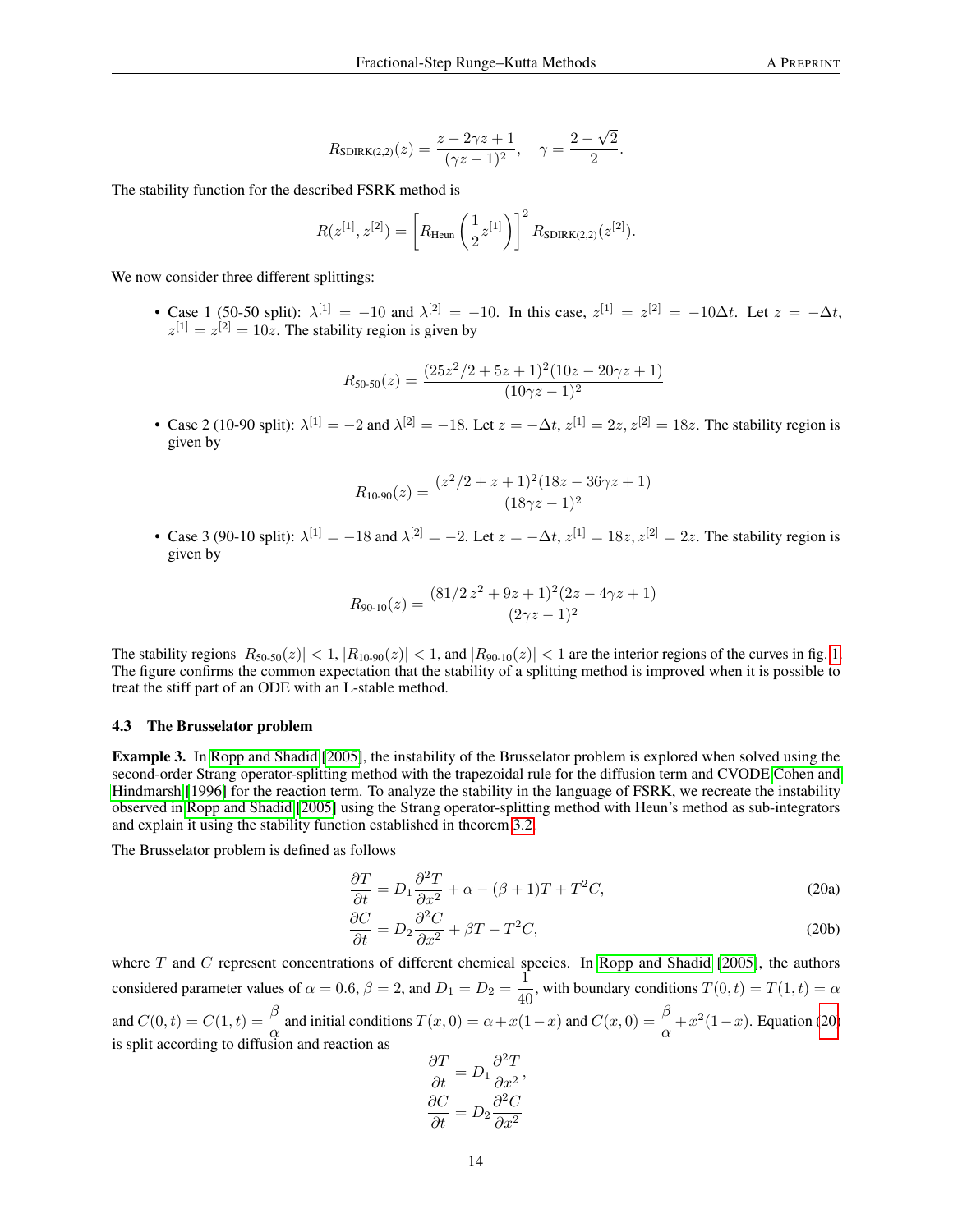$$R_{\text{SDIRK(2,2)}}(z) = \frac{z - 2\gamma z + 1}{(\gamma z - 1)^2}, \quad \gamma = \frac{2 - \sqrt{2}}{2}.$$

The stability function for the described FSRK method is

$$R(z^{[1]}, z^{[2]}) = \left[ R_{\text{Heun}}\left(\frac{1}{2} z^{[1]}\right)\right]^2 R_{\text{SDIRK(2,2)}}(z^{[2]}).$$

We now consider three different splittings:

- Case 1 (50-50 split): $\lambda^{[1]} = -10$ and $\lambda^{[2]} = -10$. In this case, $z^{[1]} = z^{[2]} = -10\Delta t$. Let $z = -\Delta t$, $z^{[1]} = z^{[2]} = 10z$. The stability region is given by

$$R_{\text{50-50}}(z) = \frac{(25z^2/2 + 5z + 1)^2 (10z - 20\gamma z + 1)}{(10\gamma z - 1)^2}$$

- Case 2 (10-90 split): $\lambda^{[1]} = -2$ and $\lambda^{[2]} = -18$. Let $z = -\Delta t$, $z^{[1]} = 2z$, $z^{[2]} = 18z$. The stability region is given by

$$R_{\text{10-90}}(z) = \frac{(z^2/2 + z + 1)^2 (18z - 36\gamma z + 1)}{(18\gamma z - 1)^2}$$

- Case 3 (90-10 split): $\lambda^{[1]} = -18$ and $\lambda^{[2]} = -2$. Let $z = -\Delta t$, $z^{[1]} = 18z$, $z^{[2]} = 2z$. The stability region is given by

$$R_{\text{90-10}}(z) = \frac{(81/2\, z^2 + 9z + 1)^2 (2z - 4\gamma z + 1)}{(2\gamma z - 1)^2}$$

The stability regions $|R_{\text{50-50}}(z)| < 1$, $|R_{\text{10-90}}(z)| < 1$, and $|R_{\text{90-10}}(z)| < 1$ are the interior regions of the curves in fig. 1. The figure confirms the common expectation that the stability of a splitting method is improved when it is possible to treat the stiff part of an ODE with an L-stable method.

### 4.3 The Brusselator problem

**Example 3.** In Ropp and Shadid [2005], the instability of the Brusselator problem is explored when solved using the second-order Strang operator-splitting method with the trapezoidal rule for the diffusion term and CVODE Cohen and Hindmarsh [1996] for the reaction term. To analyze the stability in the language of FSRK, we recreate the instability observed in Ropp and Shadid [2005] using the Strang operator-splitting method with Heun's method as sub-integrators and explain it using the stability function established in theorem 3.2.

The Brusselator problem is defined as follows

$$\frac{\partial T}{\partial t} = D_1 \frac{\partial^2 T}{\partial x^2} + \alpha - (\beta + 1)T + T^2 C, \tag{20a}$$

$$\frac{\partial C}{\partial t} = D_2 \frac{\partial^2 C}{\partial x^2} + \beta T - T^2 C, \tag{20b}$$

where $T$ and $C$ represent concentrations of different chemical species. In Ropp and Shadid [2005], the authors considered parameter values of $\alpha = 0.6$, $\beta = 2$, and $D_1 = D_2 = \frac{1}{40}$, with boundary conditions $T(0,t) = T(1,t) = \alpha$ and $C(0,t) = C(1,t) = \frac{\beta}{\alpha}$ and initial conditions $T(x,0) = \alpha + x(1-x)$ and $C(x,0) = \frac{\beta}{\alpha} + x^2(1-x)$. Equation (20) is split according to diffusion and reaction as

$$\frac{\partial T}{\partial t} = D_1 \frac{\partial^2 T}{\partial x^2},$$

$$\frac{\partial C}{\partial t} = D_2 \frac{\partial^2 C}{\partial x^2}$$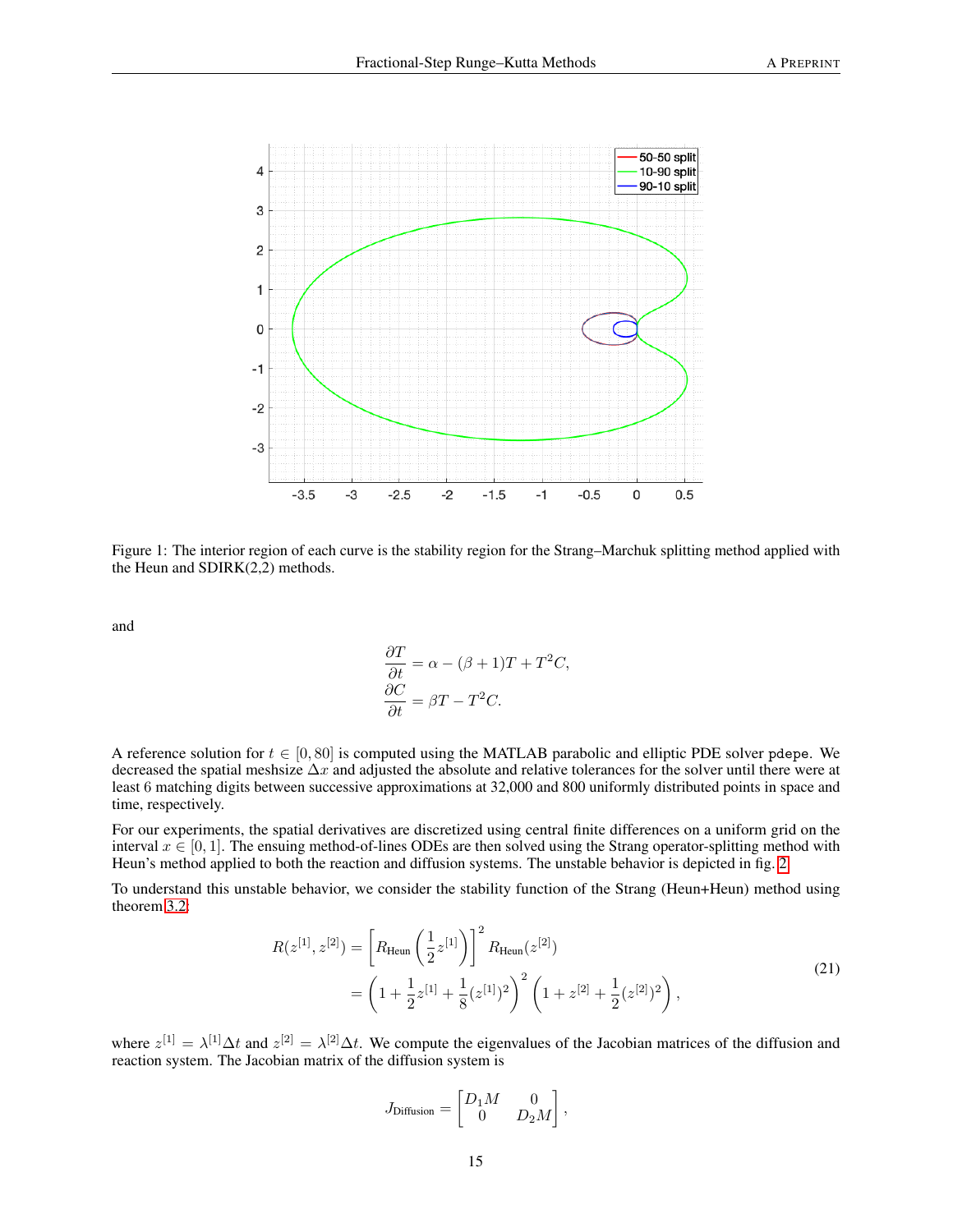50-50 split
10-90 split
90-10 split

4
3
2
1
0
-1
-2
-3

-3.5 -3 -2.5 -2 -1.5 -1 -0.5 0 0.5

Figure 1: The interior region of each curve is the stability region for the Strang–Marchuk splitting method applied with the Heun and SDIRK(2,2) methods.

and

$$
\begin{aligned}
\frac{\partial T}{\partial t} &= \alpha - (\beta + 1)T + T^2 C, \\
\frac{\partial C}{\partial t} &= \beta T - T^2 C.
\end{aligned}
$$

A reference solution for $t \in [0, 80]$ is computed using the MATLAB parabolic and elliptic PDE solver `pdepe`. We decreased the spatial meshsize $\Delta x$ and adjusted the absolute and relative tolerances for the solver until there were at least 6 matching digits between successive approximations at 32,000 and 800 uniformly distributed points in space and time, respectively.

For our experiments, the spatial derivatives are discretized using central finite differences on a uniform grid on the interval $x \in [0, 1]$. The ensuing method-of-lines ODEs are then solved using the Strang operator-splitting method with Heun's method applied to both the reaction and diffusion systems. The unstable behavior is depicted in fig. 2.

To understand this unstable behavior, we consider the stability function of the Strang (Heun+Heun) method using theorem 3.2:

$$
\begin{aligned}
R(z^{[1]}, z^{[2]}) &= \left[ R_{\text{Heun}}\left( \frac{1}{2} z^{[1]} \right) \right]^2 R_{\text{Heun}}(z^{[2]}) \\
&= \left( 1 + \frac{1}{2} z^{[1]} + \frac{1}{8} (z^{[1]})^2 \right)^2 \left( 1 + z^{[2]} + \frac{1}{2} (z^{[2]})^2 \right),
\end{aligned}
\tag{21}
$$

where $z^{[1]} = \lambda^{[1]} \Delta t$ and $z^{[2]} = \lambda^{[2]} \Delta t$. We compute the eigenvalues of the Jacobian matrices of the diffusion and reaction system. The Jacobian matrix of the diffusion system is

$$
J_{\text{Diffusion}} = \begin{bmatrix} D_1 M & 0 \\ 0 & D_2 M \end{bmatrix},
$$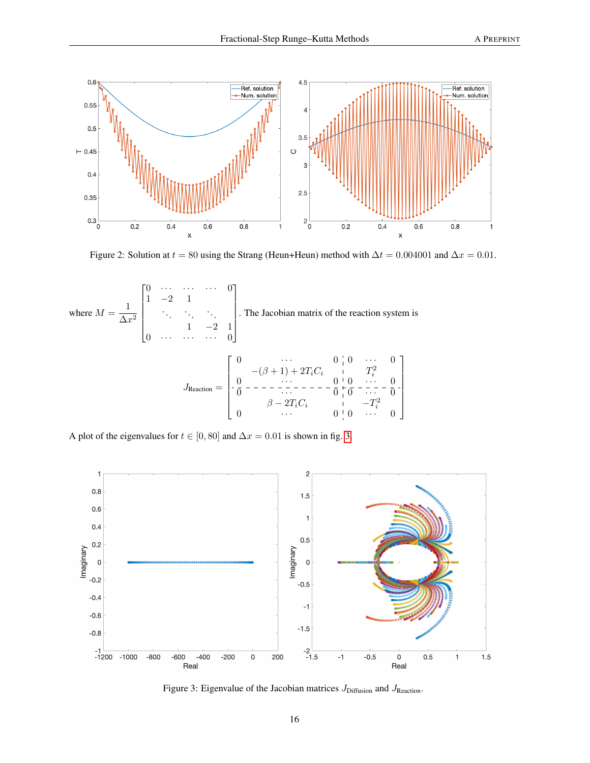Ref. solution
Num. solution
T
x
0.3
0.35
0.4
0.45
0.5
0.55
0.6
0
0.2
0.4
0.6
0.8
1

Ref. solution
Num. solution
C
x
2
2.5
3
3.5
4
4.5
0
0.2
0.4
0.6
0.8
1

Figure 2: Solution at $t = 80$ using the Strang (Heun+Heun) method with $\Delta t = 0.004001$ and $\Delta x = 0.01$.

where $M = \dfrac{1}{\Delta x^2}\begin{bmatrix} 0 & \cdots & \cdots & \cdots & 0 \\ 1 & -2 & 1 & & \\ & \ddots & \ddots & \ddots & \\ & & 1 & -2 & 1 \\ 0 & \cdots & \cdots & \cdots & 0 \end{bmatrix}$. The Jacobian matrix of the reaction system is

$$
J_{\text{Reaction}} = \left[\begin{array}{ccc|ccc} 0 & \cdots & 0 & 0 & \cdots & 0 \\ & -(\beta+1) + 2T_iC_i & & & T_i^2 & \\ 0 & \cdots & 0 & 0 & \cdots & 0 \\ \hline 0 & \cdots & 0 & 0 & \cdots & 0 \\ & \beta - 2T_iC_i & & & -T_i^2 & \\ 0 & \cdots & 0 & 0 & \cdots & 0 \end{array}\right]
$$

A plot of the eigenvalues for $t \in [0, 80]$ and $\Delta x = 0.01$ is shown in fig. 3.

Imaginary
Real
-1200
-1000
-800
-600
-400
-200
0
200
-1
-0.8
-0.6
-0.4
-0.2
0
0.2
0.4
0.6
0.8
1

Imaginary
Real
-1.5
-1
-0.5
0
0.5
1
1.5
-2
-1.5
-1
-0.5
0
0.5
1
1.5
2

Figure 3: Eigenvalue of the Jacobian matrices $J_{\text{Diffusion}}$ and $J_{\text{Reaction}}$.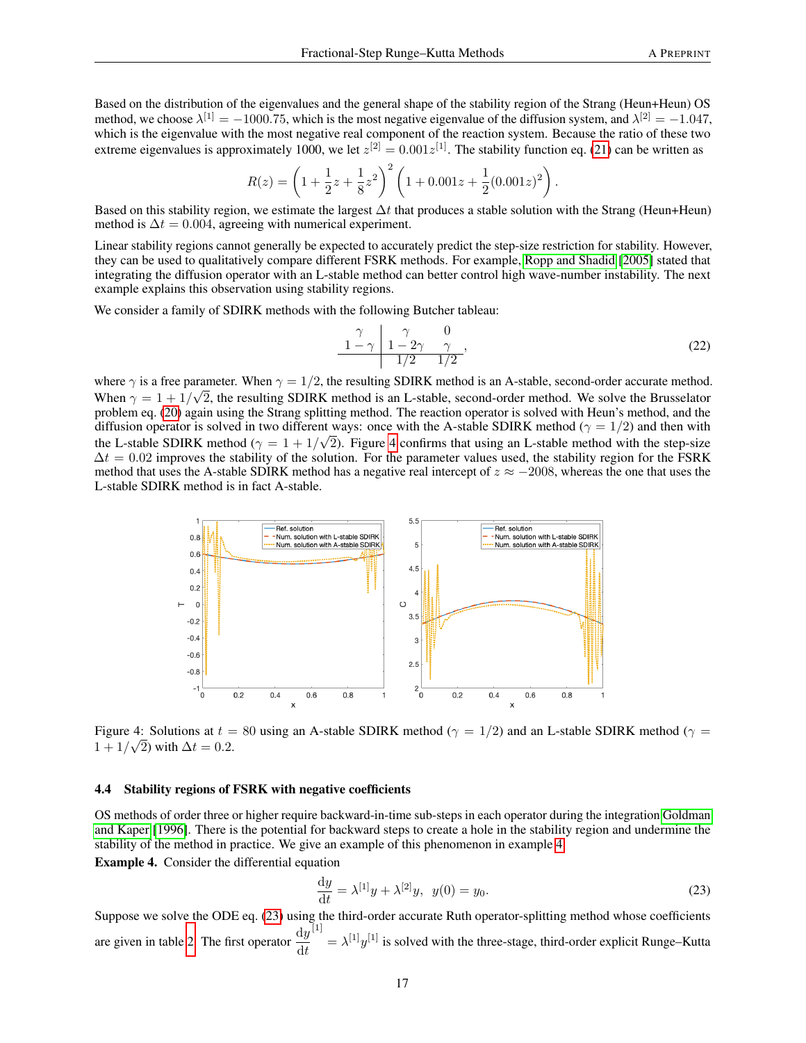Based on the distribution of the eigenvalues and the general shape of the stability region of the Strang (Heun+Heun) OS method, we choose $\lambda^{[1]} = -1000.75$, which is the most negative eigenvalue of the diffusion system, and $\lambda^{[2]} = -1.047$, which is the eigenvalue with the most negative real component of the reaction system. Because the ratio of these two extreme eigenvalues is approximately 1000, we let $z^{[2]} = 0.001z^{[1]}$. The stability function eq. (21) can be written as

$$R(z) = \left(1 + \frac{1}{2}z + \frac{1}{8}z^2\right)^2 \left(1 + 0.001z + \frac{1}{2}(0.001z)^2\right).$$

Based on this stability region, we estimate the largest $\Delta t$ that produces a stable solution with the Strang (Heun+Heun) method is $\Delta t = 0.004$, agreeing with numerical experiment.

Linear stability regions cannot generally be expected to accurately predict the step-size restriction for stability. However, they can be used to qualitatively compare different FSRK methods. For example, Ropp and Shadid [2005] stated that integrating the diffusion operator with an L-stable method can better control high wave-number instability. The next example explains this observation using stability regions.

We consider a family of SDIRK methods with the following Butcher tableau:

$$\begin{array}{c|cc} \gamma & \gamma & 0 \\ 1-\gamma & 1-2\gamma & \gamma \\ \hline & 1/2 & 1/2 \end{array}, \tag{22}$$

where $\gamma$ is a free parameter. When $\gamma = 1/2$, the resulting SDIRK method is an A-stable, second-order accurate method. When $\gamma = 1 + 1/\sqrt{2}$, the resulting SDIRK method is an L-stable, second-order method. We solve the Brusselator problem eq. (20) again using the Strang splitting method. The reaction operator is solved with Heun's method, and the diffusion operator is solved in two different ways: once with the A-stable SDIRK method ($\gamma = 1/2$) and then with the L-stable SDIRK method ($\gamma = 1 + 1/\sqrt{2}$). Figure 4 confirms that using an L-stable method with the step-size $\Delta t = 0.02$ improves the stability of the solution. For the parameter values used, the stability region for the FSRK method that uses the A-stable SDIRK method has a negative real intercept of $z \approx -2008$, whereas the one that uses the L-stable SDIRK method is in fact A-stable.

Ref. solution
Num. solution with L-stable SDIRK
Num. solution with A-stable SDIRK
T
x
C
x

Figure 4: Solutions at $t = 80$ using an A-stable SDIRK method ($\gamma = 1/2$) and an L-stable SDIRK method ($\gamma = 1 + 1/\sqrt{2}$) with $\Delta t = 0.2$.

### 4.4 Stability regions of FSRK with negative coefficients

OS methods of order three or higher require backward-in-time sub-steps in each operator during the integration Goldman and Kaper [1996]. There is the potential for backward steps to create a hole in the stability region and undermine the stability of the method in practice. We give an example of this phenomenon in example 4.

**Example 4.** Consider the differential equation

$$\frac{\mathrm{d}y}{\mathrm{d}t} = \lambda^{[1]}y + \lambda^{[2]}y, \quad y(0) = y_0. \tag{23}$$

Suppose we solve the ODE eq. (23) using the third-order accurate Ruth operator-splitting method whose coefficients are given in table 2. The first operator $\dfrac{\mathrm{d}y^{[1]}}{\mathrm{d}t} = \lambda^{[1]}y^{[1]}$ is solved with the three-stage, third-order explicit Runge–Kutta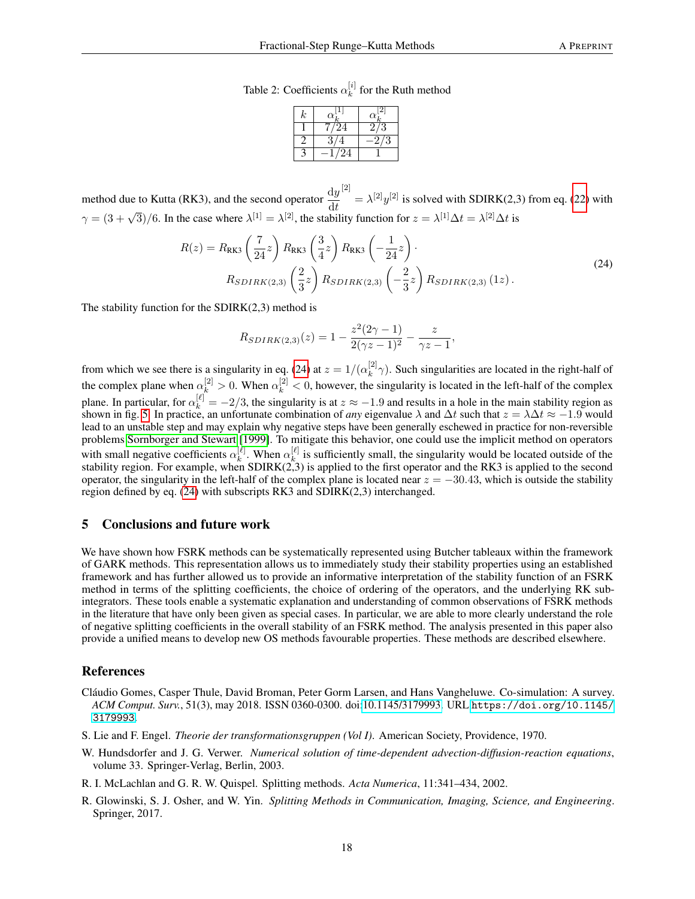Table 2: Coefficients $\alpha_k^{[i]}$ for the Ruth method

| $k$ | $\alpha_k^{[1]}$ | $\alpha_k^{[2]}$ |
|---|---|---|
| 1 | $7/24$ | $2/3$ |
| 2 | $3/4$ | $-2/3$ |
| 3 | $-1/24$ | 1 |

method due to Kutta (RK3), and the second operator $\dfrac{\mathrm{d}y}{\mathrm{d}t}^{[2]} = \lambda^{[2]} y^{[2]}$ is solved with SDIRK(2,3) from eq. (22) with $\gamma = (3+\sqrt{3})/6$. In the case where $\lambda^{[1]} = \lambda^{[2]}$, the stability function for $z = \lambda^{[1]}\Delta t = \lambda^{[2]}\Delta t$ is

$$
\begin{aligned}
R(z) = R_{\text{RK3}}\left(\frac{7}{24}z\right) R_{\text{RK3}}\left(\frac{3}{4}z\right) R_{\text{RK3}}\left(-\frac{1}{24}z\right) \cdot \\
R_{SDIRK(2,3)}\left(\frac{2}{3}z\right) R_{SDIRK(2,3)}\left(-\frac{2}{3}z\right) R_{SDIRK(2,3)}\left(1z\right).
\end{aligned}
\tag{24}
$$

The stability function for the SDIRK(2,3) method is

$$
R_{SDIRK(2,3)}(z) = 1 - \frac{z^2(2\gamma - 1)}{2(\gamma z - 1)^2} - \frac{z}{\gamma z - 1},
$$

from which we see there is a singularity in eq. (24) at $z = 1/(\alpha_k^{[2]}\gamma)$. Such singularities are located in the right-half of the complex plane when $\alpha_k^{[2]} > 0$. When $\alpha_k^{[2]} < 0$, however, the singularity is located in the left-half of the complex plane. In particular, for $\alpha_k^{[\ell]} = -2/3$, the singularity is at $z \approx -1.9$ and results in a hole in the main stability region as shown in fig. 5. In practice, an unfortunate combination of *any* eigenvalue $\lambda$ and $\Delta t$ such that $z = \lambda\Delta t \approx -1.9$ would lead to an unstable step and may explain why negative steps have been generally eschewed in practice for non-reversible problems Sornborger and Stewart [1999]. To mitigate this behavior, one could use the implicit method on operators with small negative coefficients $\alpha_k^{[\ell]}$. When $\alpha_k^{[\ell]}$ is sufficiently small, the singularity would be located outside of the stability region. For example, when SDIRK(2,3) is applied to the first operator and the RK3 is applied to the second operator, the singularity in the left-half of the complex plane is located near $z = -30.43$, which is outside the stability region defined by eq. (24) with subscripts RK3 and SDIRK(2,3) interchanged.

## 5 Conclusions and future work

We have shown how FSRK methods can be systematically represented using Butcher tableaux within the framework of GARK methods. This representation allows us to immediately study their stability properties using an established framework and has further allowed us to provide an informative interpretation of the stability function of an FSRK method in terms of the splitting coefficients, the choice of ordering of the operators, and the underlying RK sub-integrators. These tools enable a systematic explanation and understanding of common observations of FSRK methods in the literature that have only been given as special cases. In particular, we are able to more clearly understand the role of negative splitting coefficients in the overall stability of an FSRK method. The analysis presented in this paper also provide a unified means to develop new OS methods favourable properties. These methods are described elsewhere.

## References

Cláudio Gomes, Casper Thule, David Broman, Peter Gorm Larsen, and Hans Vangheluwe. Co-simulation: A survey. *ACM Comput. Surv.*, 51(3), may 2018. ISSN 0360-0300. doi:10.1145/3179993. URL https://doi.org/10.1145/3179993.

S. Lie and F. Engel. *Theorie der transformationsgruppen (Vol I)*. American Society, Providence, 1970.

W. Hundsdorfer and J. G. Verwer. *Numerical solution of time-dependent advection-diffusion-reaction equations*, volume 33. Springer-Verlag, Berlin, 2003.

R. I. McLachlan and G. R. W. Quispel. Splitting methods. *Acta Numerica*, 11:341–434, 2002.

R. Glowinski, S. J. Osher, and W. Yin. *Splitting Methods in Communication, Imaging, Science, and Engineering*. Springer, 2017.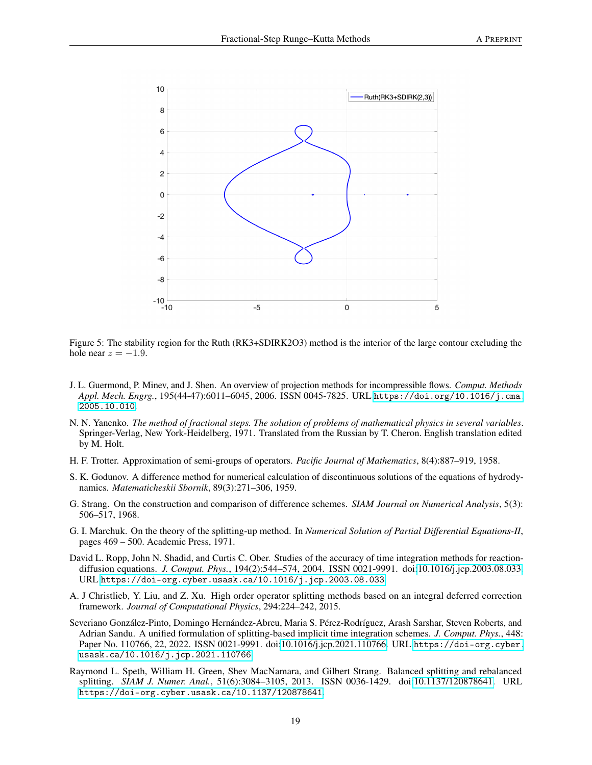10

8

6

4

2

0

-2

-4

-6

-8

-10

-10

-5

0

5

Ruth(RK3+SDIRK(2,3))

Figure 5: The stability region for the Ruth (RK3+SDIRK2O3) method is the interior of the large contour excluding the hole near $z = -1.9$.

J. L. Guermond, P. Minev, and J. Shen. An overview of projection methods for incompressible flows. *Comput. Methods Appl. Mech. Engrg.*, 195(44-47):6011–6045, 2006. ISSN 0045-7825. URL https://doi.org/10.1016/j.cma.2005.10.010.

N. N. Yanenko. *The method of fractional steps. The solution of problems of mathematical physics in several variables*. Springer-Verlag, New York-Heidelberg, 1971. Translated from the Russian by T. Cheron. English translation edited by M. Holt.

H. F. Trotter. Approximation of semi-groups of operators. *Pacific Journal of Mathematics*, 8(4):887–919, 1958.

S. K. Godunov. A difference method for numerical calculation of discontinuous solutions of the equations of hydrodynamics. *Matematicheskii Sbornik*, 89(3):271–306, 1959.

G. Strang. On the construction and comparison of difference schemes. *SIAM Journal on Numerical Analysis*, 5(3): 506–517, 1968.

G. I. Marchuk. On the theory of the splitting-up method. In *Numerical Solution of Partial Differential Equations-II*, pages 469 – 500. Academic Press, 1971.

David L. Ropp, John N. Shadid, and Curtis C. Ober. Studies of the accuracy of time integration methods for reaction-diffusion equations. *J. Comput. Phys.*, 194(2):544–574, 2004. ISSN 0021-9991. doi:10.1016/j.jcp.2003.08.033. URL https://doi-org.cyber.usask.ca/10.1016/j.jcp.2003.08.033.

A. J Christlieb, Y. Liu, and Z. Xu. High order operator splitting methods based on an integral deferred correction framework. *Journal of Computational Physics*, 294:224–242, 2015.

Severiano González-Pinto, Domingo Hernández-Abreu, Maria S. Pérez-Rodríguez, Arash Sarshar, Steven Roberts, and Adrian Sandu. A unified formulation of splitting-based implicit time integration schemes. *J. Comput. Phys.*, 448: Paper No. 110766, 22, 2022. ISSN 0021-9991. doi:10.1016/j.jcp.2021.110766. URL https://doi-org.cyber.usask.ca/10.1016/j.jcp.2021.110766.

Raymond L. Speth, William H. Green, Shev MacNamara, and Gilbert Strang. Balanced splitting and rebalanced splitting. *SIAM J. Numer. Anal.*, 51(6):3084–3105, 2013. ISSN 0036-1429. doi:10.1137/120878641. URL https://doi-org.cyber.usask.ca/10.1137/120878641.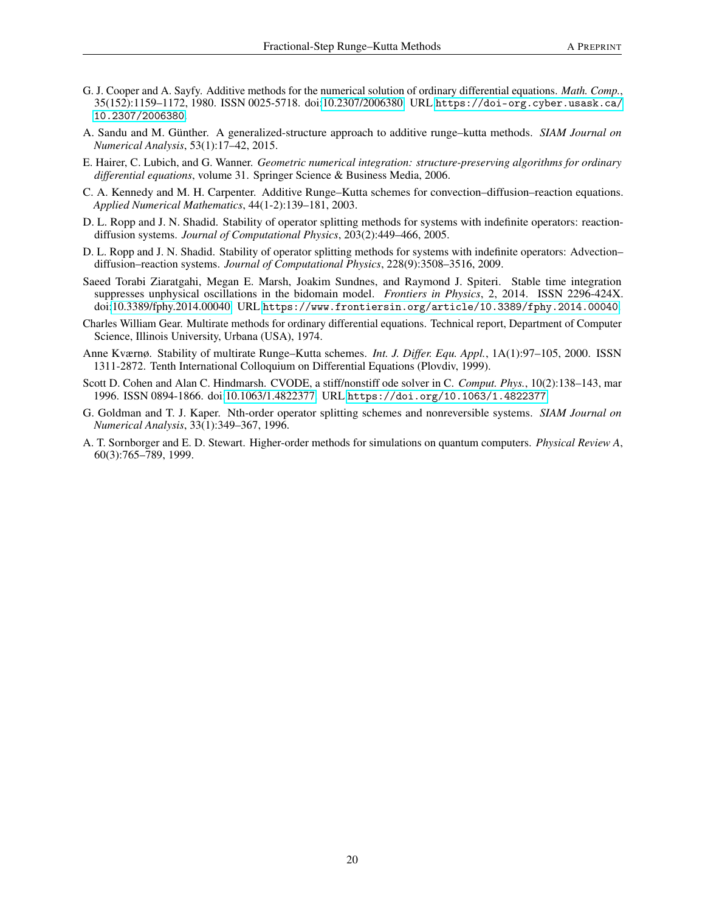G. J. Cooper and A. Sayfy. Additive methods for the numerical solution of ordinary differential equations. *Math. Comp.*, 35(152):1159–1172, 1980. ISSN 0025-5718. doi:10.2307/2006380. URL https://doi-org.cyber.usask.ca/10.2307/2006380.

A. Sandu and M. Günther. A generalized-structure approach to additive runge–kutta methods. *SIAM Journal on Numerical Analysis*, 53(1):17–42, 2015.

E. Hairer, C. Lubich, and G. Wanner. *Geometric numerical integration: structure-preserving algorithms for ordinary differential equations*, volume 31. Springer Science & Business Media, 2006.

C. A. Kennedy and M. H. Carpenter. Additive Runge–Kutta schemes for convection–diffusion–reaction equations. *Applied Numerical Mathematics*, 44(1-2):139–181, 2003.

D. L. Ropp and J. N. Shadid. Stability of operator splitting methods for systems with indefinite operators: reaction-diffusion systems. *Journal of Computational Physics*, 203(2):449–466, 2005.

D. L. Ropp and J. N. Shadid. Stability of operator splitting methods for systems with indefinite operators: Advection–diffusion–reaction systems. *Journal of Computational Physics*, 228(9):3508–3516, 2009.

Saeed Torabi Ziaratgahi, Megan E. Marsh, Joakim Sundnes, and Raymond J. Spiteri. Stable time integration suppresses unphysical oscillations in the bidomain model. *Frontiers in Physics*, 2, 2014. ISSN 2296-424X. doi:10.3389/fphy.2014.00040. URL https://www.frontiersin.org/article/10.3389/fphy.2014.00040.

Charles William Gear. Multirate methods for ordinary differential equations. Technical report, Department of Computer Science, Illinois University, Urbana (USA), 1974.

Anne Kværnø. Stability of multirate Runge–Kutta schemes. *Int. J. Differ. Equ. Appl.*, 1A(1):97–105, 2000. ISSN 1311-2872. Tenth International Colloquium on Differential Equations (Plovdiv, 1999).

Scott D. Cohen and Alan C. Hindmarsh. CVODE, a stiff/nonstiff ode solver in C. *Comput. Phys.*, 10(2):138–143, mar 1996. ISSN 0894-1866. doi:10.1063/1.4822377. URL https://doi.org/10.1063/1.4822377.

G. Goldman and T. J. Kaper. Nth-order operator splitting schemes and nonreversible systems. *SIAM Journal on Numerical Analysis*, 33(1):349–367, 1996.

A. T. Sornborger and E. D. Stewart. Higher-order methods for simulations on quantum computers. *Physical Review A*, 60(3):765–789, 1999.